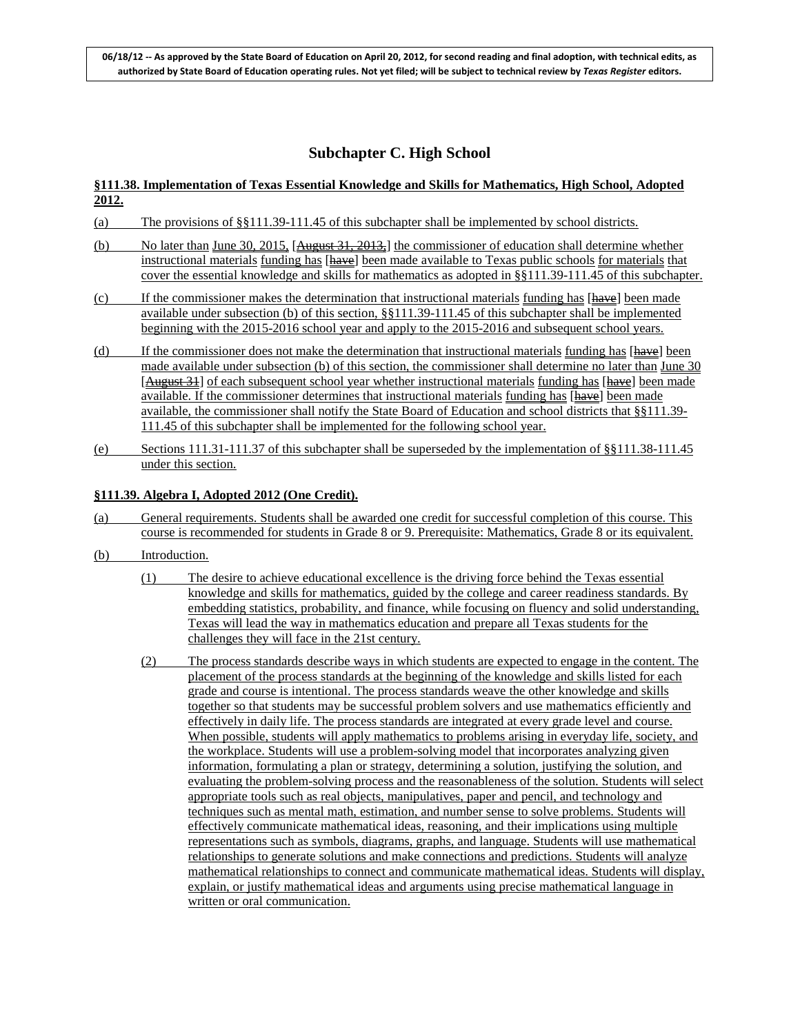06/18/12 -- As approved by the State Board of Education on April 20, 2012, for second reading and final adoption, with technical edits, as authorized by State Board of Education operating rules. Not yet filed; will be subject to technical review by *Texas Register* editors.

# Subchapter C. High School

## §111.38. Implementation of Texas Essential Knowledge and Skills for Mathematics, High School, Adopted 2012.

(a) The provisions of §§111.39-111.45 of this subchapter shall be implemented by school districts.

(b) No later than June 30, 2015, [~~August 31, 2013,~~] the commissioner of education shall determine whether instructional materials funding has [~~have~~] been made available to Texas public schools for materials that cover the essential knowledge and skills for mathematics as adopted in §§111.39-111.45 of this subchapter.

(c) If the commissioner makes the determination that instructional materials funding has [~~have~~] been made available under subsection (b) of this section, §§111.39-111.45 of this subchapter shall be implemented beginning with the 2015-2016 school year and apply to the 2015-2016 and subsequent school years.

(d) If the commissioner does not make the determination that instructional materials funding has [~~have~~] been made available under subsection (b) of this section, the commissioner shall determine no later than June 30 [~~August 31~~] of each subsequent school year whether instructional materials funding has [~~have~~] been made available. If the commissioner determines that instructional materials funding has [~~have~~] been made available, the commissioner shall notify the State Board of Education and school districts that §§111.39-111.45 of this subchapter shall be implemented for the following school year.

(e) Sections 111.31-111.37 of this subchapter shall be superseded by the implementation of §§111.38-111.45 under this section.

## §111.39. Algebra I, Adopted 2012 (One Credit).

(a) General requirements. Students shall be awarded one credit for successful completion of this course. This course is recommended for students in Grade 8 or 9. Prerequisite: Mathematics, Grade 8 or its equivalent.

(b) Introduction.

(1) The desire to achieve educational excellence is the driving force behind the Texas essential knowledge and skills for mathematics, guided by the college and career readiness standards. By embedding statistics, probability, and finance, while focusing on fluency and solid understanding, Texas will lead the way in mathematics education and prepare all Texas students for the challenges they will face in the 21st century.

(2) The process standards describe ways in which students are expected to engage in the content. The placement of the process standards at the beginning of the knowledge and skills listed for each grade and course is intentional. The process standards weave the other knowledge and skills together so that students may be successful problem solvers and use mathematics efficiently and effectively in daily life. The process standards are integrated at every grade level and course. When possible, students will apply mathematics to problems arising in everyday life, society, and the workplace. Students will use a problem-solving model that incorporates analyzing given information, formulating a plan or strategy, determining a solution, justifying the solution, and evaluating the problem-solving process and the reasonableness of the solution. Students will select appropriate tools such as real objects, manipulatives, paper and pencil, and technology and techniques such as mental math, estimation, and number sense to solve problems. Students will effectively communicate mathematical ideas, reasoning, and their implications using multiple representations such as symbols, diagrams, graphs, and language. Students will use mathematical relationships to generate solutions and make connections and predictions. Students will analyze mathematical relationships to connect and communicate mathematical ideas. Students will display, explain, or justify mathematical ideas and arguments using precise mathematical language in written or oral communication.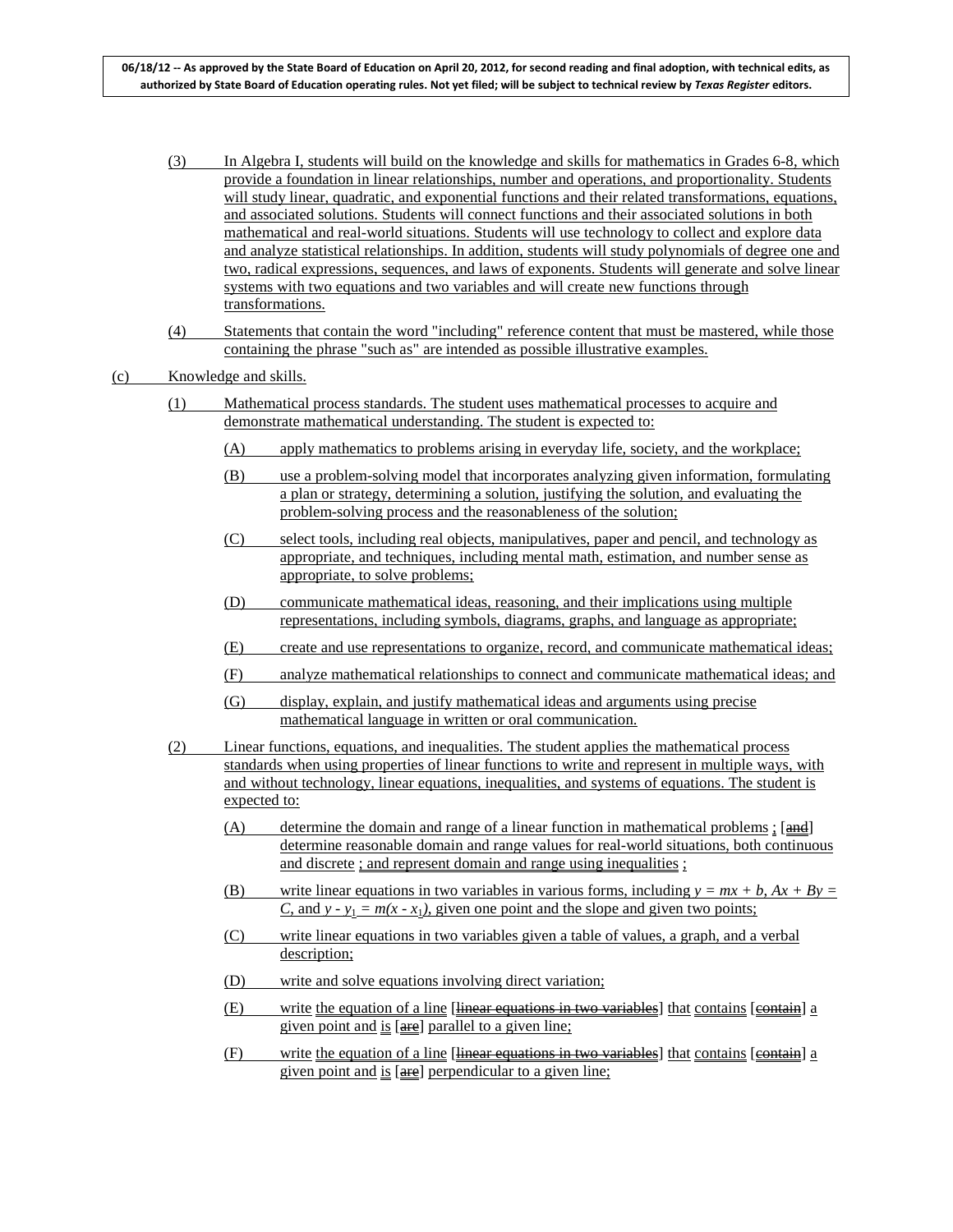(3) In Algebra I, students will build on the knowledge and skills for mathematics in Grades 6-8, which provide a foundation in linear relationships, number and operations, and proportionality. Students will study linear, quadratic, and exponential functions and their related transformations, equations, and associated solutions. Students will connect functions and their associated solutions in both mathematical and real-world situations. Students will use technology to collect and explore data and analyze statistical relationships. In addition, students will study polynomials of degree one and two, radical expressions, sequences, and laws of exponents. Students will generate and solve linear systems with two equations and two variables and will create new functions through transformations.

(4) Statements that contain the word "including" reference content that must be mastered, while those containing the phrase "such as" are intended as possible illustrative examples.

(c) Knowledge and skills.

(1) Mathematical process standards. The student uses mathematical processes to acquire and demonstrate mathematical understanding. The student is expected to:

(A) apply mathematics to problems arising in everyday life, society, and the workplace;

(B) use a problem-solving model that incorporates analyzing given information, formulating a plan or strategy, determining a solution, justifying the solution, and evaluating the problem-solving process and the reasonableness of the solution;

(C) select tools, including real objects, manipulatives, paper and pencil, and technology as appropriate, and techniques, including mental math, estimation, and number sense as appropriate, to solve problems;

(D) communicate mathematical ideas, reasoning, and their implications using multiple representations, including symbols, diagrams, graphs, and language as appropriate;

(E) create and use representations to organize, record, and communicate mathematical ideas;

(F) analyze mathematical relationships to connect and communicate mathematical ideas; and

(G) display, explain, and justify mathematical ideas and arguments using precise mathematical language in written or oral communication.

(2) Linear functions, equations, and inequalities. The student applies the mathematical process standards when using properties of linear functions to write and represent in multiple ways, with and without technology, linear equations, inequalities, and systems of equations. The student is expected to:

(A) determine the domain and range of a linear function in mathematical problems ; [~~and~~] determine reasonable domain and range values for real-world situations, both continuous and discrete ; and represent domain and range using inequalities ;

(B) write linear equations in two variables in various forms, including $y = mx + b$, $Ax + By = C$, and $y - y_1 = m(x - x_1)$, given one point and the slope and given two points;

(C) write linear equations in two variables given a table of values, a graph, and a verbal description;

(D) write and solve equations involving direct variation;

(E) write the equation of a line [~~linear equations in two variables~~] that contains [~~contain~~] a given point and is [~~are~~] parallel to a given line;

(F) write the equation of a line [~~linear equations in two variables~~] that contains [~~contain~~] a given point and is [~~are~~] perpendicular to a given line;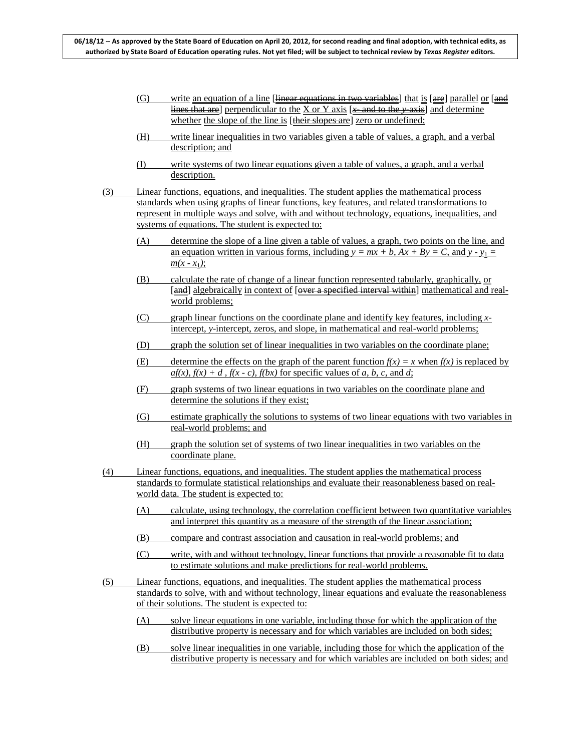(G) write an equation of a line [~~linear equations in two variables~~] that is [~~are~~] parallel or [~~and lines that are~~] perpendicular to the X or Y axis [~~$x$- and to the $y$-axis~~] and determine whether the slope of the line is [~~their slopes are~~] zero or undefined;

(H) write linear inequalities in two variables given a table of values, a graph, and a verbal description; and

(I) write systems of two linear equations given a table of values, a graph, and a verbal description.

(3) Linear functions, equations, and inequalities. The student applies the mathematical process standards when using graphs of linear functions, key features, and related transformations to represent in multiple ways and solve, with and without technology, equations, inequalities, and systems of equations. The student is expected to:

(A) determine the slope of a line given a table of values, a graph, two points on the line, and an equation written in various forms, including $y = mx + b$, $Ax + By = C$, and $y - y_1 = m(x - x_1)$;

(B) calculate the rate of change of a linear function represented tabularly, graphically, or [~~and~~] algebraically in context of [~~over a specified interval within~~] mathematical and real-world problems;

(C) graph linear functions on the coordinate plane and identify key features, including $x$-intercept, $y$-intercept, zeros, and slope, in mathematical and real-world problems;

(D) graph the solution set of linear inequalities in two variables on the coordinate plane;

(E) determine the effects on the graph of the parent function $f(x) = x$ when $f(x)$ is replaced by $af(x)$, $f(x) + d$, $f(x - c)$, $f(bx)$ for specific values of $a$, $b$, $c$, and $d$;

(F) graph systems of two linear equations in two variables on the coordinate plane and determine the solutions if they exist;

(G) estimate graphically the solutions to systems of two linear equations with two variables in real-world problems; and

(H) graph the solution set of systems of two linear inequalities in two variables on the coordinate plane.

(4) Linear functions, equations, and inequalities. The student applies the mathematical process standards to formulate statistical relationships and evaluate their reasonableness based on real-world data. The student is expected to:

(A) calculate, using technology, the correlation coefficient between two quantitative variables and interpret this quantity as a measure of the strength of the linear association;

(B) compare and contrast association and causation in real-world problems; and

(C) write, with and without technology, linear functions that provide a reasonable fit to data to estimate solutions and make predictions for real-world problems.

(5) Linear functions, equations, and inequalities. The student applies the mathematical process standards to solve, with and without technology, linear equations and evaluate the reasonableness of their solutions. The student is expected to:

(A) solve linear equations in one variable, including those for which the application of the distributive property is necessary and for which variables are included on both sides;

(B) solve linear inequalities in one variable, including those for which the application of the distributive property is necessary and for which variables are included on both sides; and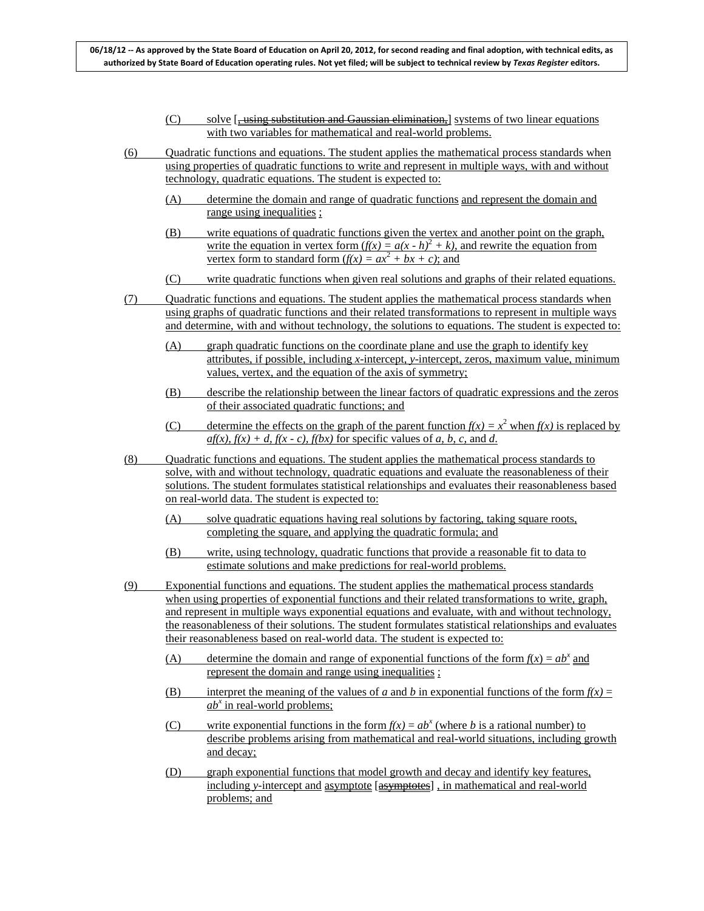(C) solve [, using substitution and Gaussian elimination,] systems of two linear equations with two variables for mathematical and real-world problems.

(6) Quadratic functions and equations. The student applies the mathematical process standards when using properties of quadratic functions to write and represent in multiple ways, with and without technology, quadratic equations. The student is expected to:

(A) determine the domain and range of quadratic functions and represent the domain and range using inequalities ;

(B) write equations of quadratic functions given the vertex and another point on the graph, write the equation in vertex form ($f(x) = a(x - h)^2 + k$), and rewrite the equation from vertex form to standard form ($f(x) = ax^2 + bx + c$); and

(C) write quadratic functions when given real solutions and graphs of their related equations.

(7) Quadratic functions and equations. The student applies the mathematical process standards when using graphs of quadratic functions and their related transformations to represent in multiple ways and determine, with and without technology, the solutions to equations. The student is expected to:

(A) graph quadratic functions on the coordinate plane and use the graph to identify key attributes, if possible, including $x$-intercept, $y$-intercept, zeros, maximum value, minimum values, vertex, and the equation of the axis of symmetry;

(B) describe the relationship between the linear factors of quadratic expressions and the zeros of their associated quadratic functions; and

(C) determine the effects on the graph of the parent function $f(x) = x^2$ when $f(x)$ is replaced by $af(x)$, $f(x) + d$, $f(x - c)$, $f(bx)$ for specific values of $a$, $b$, $c$, and $d$.

(8) Quadratic functions and equations. The student applies the mathematical process standards to solve, with and without technology, quadratic equations and evaluate the reasonableness of their solutions. The student formulates statistical relationships and evaluates their reasonableness based on real-world data. The student is expected to:

(A) solve quadratic equations having real solutions by factoring, taking square roots, completing the square, and applying the quadratic formula; and

(B) write, using technology, quadratic functions that provide a reasonable fit to data to estimate solutions and make predictions for real-world problems.

(9) Exponential functions and equations. The student applies the mathematical process standards when using properties of exponential functions and their related transformations to write, graph, and represent in multiple ways exponential equations and evaluate, with and without technology, the reasonableness of their solutions. The student formulates statistical relationships and evaluates their reasonableness based on real-world data. The student is expected to:

(A) determine the domain and range of exponential functions of the form $f(x) = ab^x$ and represent the domain and range using inequalities ;

(B) interpret the meaning of the values of $a$ and $b$ in exponential functions of the form $f(x) = ab^x$ in real-world problems;

(C) write exponential functions in the form $f(x) = ab^x$ (where $b$ is a rational number) to describe problems arising from mathematical and real-world situations, including growth and decay;

(D) graph exponential functions that model growth and decay and identify key features, including $y$-intercept and asymptote [asymptotes] , in mathematical and real-world problems; and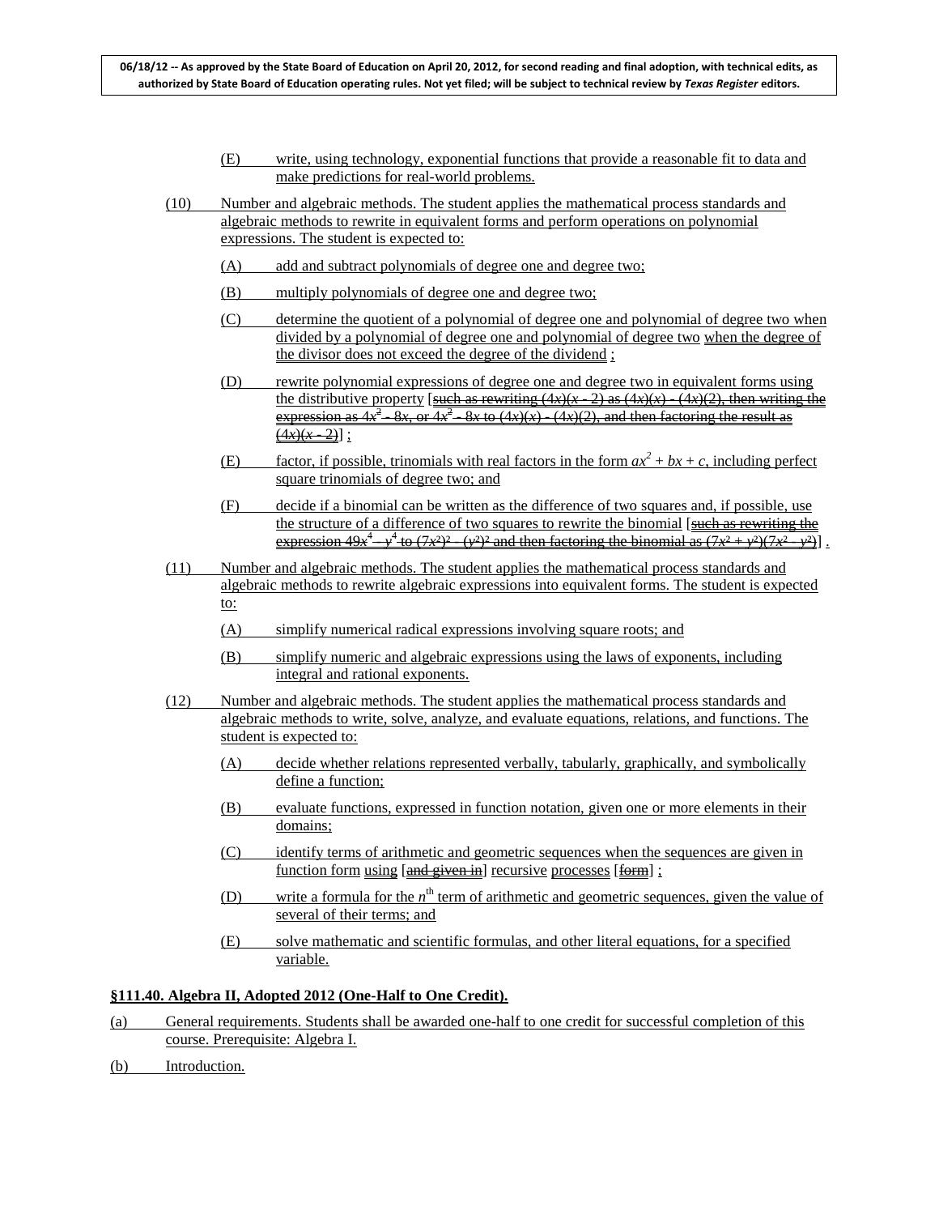(E) write, using technology, exponential functions that provide a reasonable fit to data and make predictions for real-world problems.

(10) Number and algebraic methods. The student applies the mathematical process standards and algebraic methods to rewrite in equivalent forms and perform operations on polynomial expressions. The student is expected to:

(A) add and subtract polynomials of degree one and degree two;

(B) multiply polynomials of degree one and degree two;

(C) determine the quotient of a polynomial of degree one and polynomial of degree two when divided by a polynomial of degree one and polynomial of degree two when the degree of the divisor does not exceed the degree of the dividend ;

(D) rewrite polynomial expressions of degree one and degree two in equivalent forms using the distributive property [~~such as rewriting $(4x)(x - 2)$ as $(4x)(x) - (4x)(2)$, then writing the expression as $4x^2 - 8x$, or $4x^2 - 8x$ to $(4x)(x) - (4x)(2)$, and then factoring the result as $(4x)(x - 2)$~~] ;

(E) factor, if possible, trinomials with real factors in the form $ax^2 + bx + c$, including perfect square trinomials of degree two; and

(F) decide if a binomial can be written as the difference of two squares and, if possible, use the structure of a difference of two squares to rewrite the binomial [~~such as rewriting the expression $49x^4 - y^4$ to $(7x^2)^2 - (y^2)^2$ and then factoring the binomial as $(7x^2 + y^2)(7x^2 - y^2)$~~] .

(11) Number and algebraic methods. The student applies the mathematical process standards and algebraic methods to rewrite algebraic expressions into equivalent forms. The student is expected to:

(A) simplify numerical radical expressions involving square roots; and

(B) simplify numeric and algebraic expressions using the laws of exponents, including integral and rational exponents.

(12) Number and algebraic methods. The student applies the mathematical process standards and algebraic methods to write, solve, analyze, and evaluate equations, relations, and functions. The student is expected to:

(A) decide whether relations represented verbally, tabularly, graphically, and symbolically define a function;

(B) evaluate functions, expressed in function notation, given one or more elements in their domains;

(C) identify terms of arithmetic and geometric sequences when the sequences are given in function form using [~~and given in~~] recursive processes [~~form~~] ;

(D) write a formula for the $n^{\text{th}}$ term of arithmetic and geometric sequences, given the value of several of their terms; and

(E) solve mathematic and scientific formulas, and other literal equations, for a specified variable.

**§111.40. Algebra II, Adopted 2012 (One-Half to One Credit).**

(a) General requirements. Students shall be awarded one-half to one credit for successful completion of this course. Prerequisite: Algebra I.

(b) Introduction.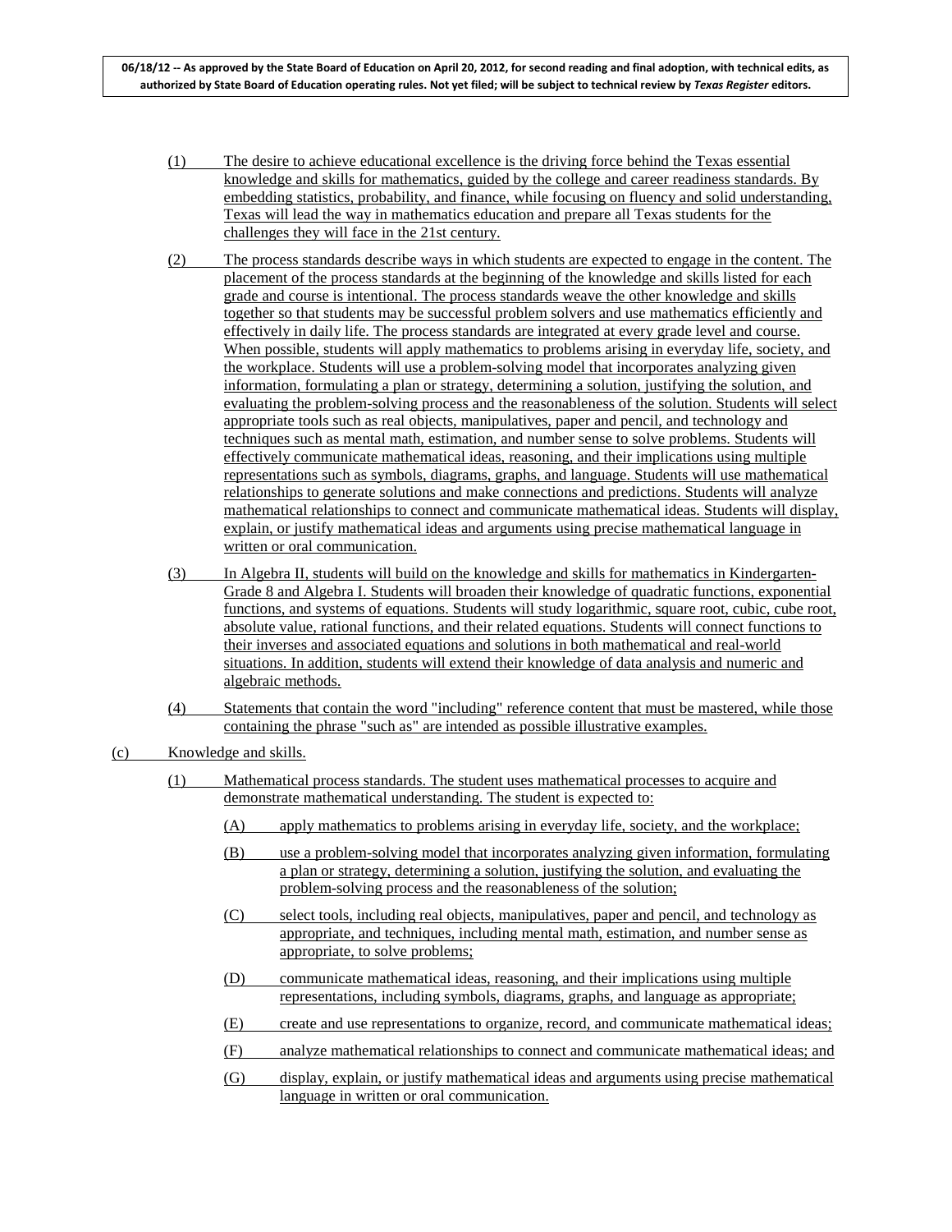(1) The desire to achieve educational excellence is the driving force behind the Texas essential knowledge and skills for mathematics, guided by the college and career readiness standards. By embedding statistics, probability, and finance, while focusing on fluency and solid understanding, Texas will lead the way in mathematics education and prepare all Texas students for the challenges they will face in the 21st century.

(2) The process standards describe ways in which students are expected to engage in the content. The placement of the process standards at the beginning of the knowledge and skills listed for each grade and course is intentional. The process standards weave the other knowledge and skills together so that students may be successful problem solvers and use mathematics efficiently and effectively in daily life. The process standards are integrated at every grade level and course. When possible, students will apply mathematics to problems arising in everyday life, society, and the workplace. Students will use a problem-solving model that incorporates analyzing given information, formulating a plan or strategy, determining a solution, justifying the solution, and evaluating the problem-solving process and the reasonableness of the solution. Students will select appropriate tools such as real objects, manipulatives, paper and pencil, and technology and techniques such as mental math, estimation, and number sense to solve problems. Students will effectively communicate mathematical ideas, reasoning, and their implications using multiple representations such as symbols, diagrams, graphs, and language. Students will use mathematical relationships to generate solutions and make connections and predictions. Students will analyze mathematical relationships to connect and communicate mathematical ideas. Students will display, explain, or justify mathematical ideas and arguments using precise mathematical language in written or oral communication.

(3) In Algebra II, students will build on the knowledge and skills for mathematics in Kindergarten-Grade 8 and Algebra I. Students will broaden their knowledge of quadratic functions, exponential functions, and systems of equations. Students will study logarithmic, square root, cubic, cube root, absolute value, rational functions, and their related equations. Students will connect functions to their inverses and associated equations and solutions in both mathematical and real-world situations. In addition, students will extend their knowledge of data analysis and numeric and algebraic methods.

(4) Statements that contain the word "including" reference content that must be mastered, while those containing the phrase "such as" are intended as possible illustrative examples.

(c) Knowledge and skills.

(1) Mathematical process standards. The student uses mathematical processes to acquire and demonstrate mathematical understanding. The student is expected to:

(A) apply mathematics to problems arising in everyday life, society, and the workplace;

(B) use a problem-solving model that incorporates analyzing given information, formulating a plan or strategy, determining a solution, justifying the solution, and evaluating the problem-solving process and the reasonableness of the solution;

(C) select tools, including real objects, manipulatives, paper and pencil, and technology as appropriate, and techniques, including mental math, estimation, and number sense as appropriate, to solve problems;

(D) communicate mathematical ideas, reasoning, and their implications using multiple representations, including symbols, diagrams, graphs, and language as appropriate;

(E) create and use representations to organize, record, and communicate mathematical ideas;

(F) analyze mathematical relationships to connect and communicate mathematical ideas; and

(G) display, explain, or justify mathematical ideas and arguments using precise mathematical language in written or oral communication.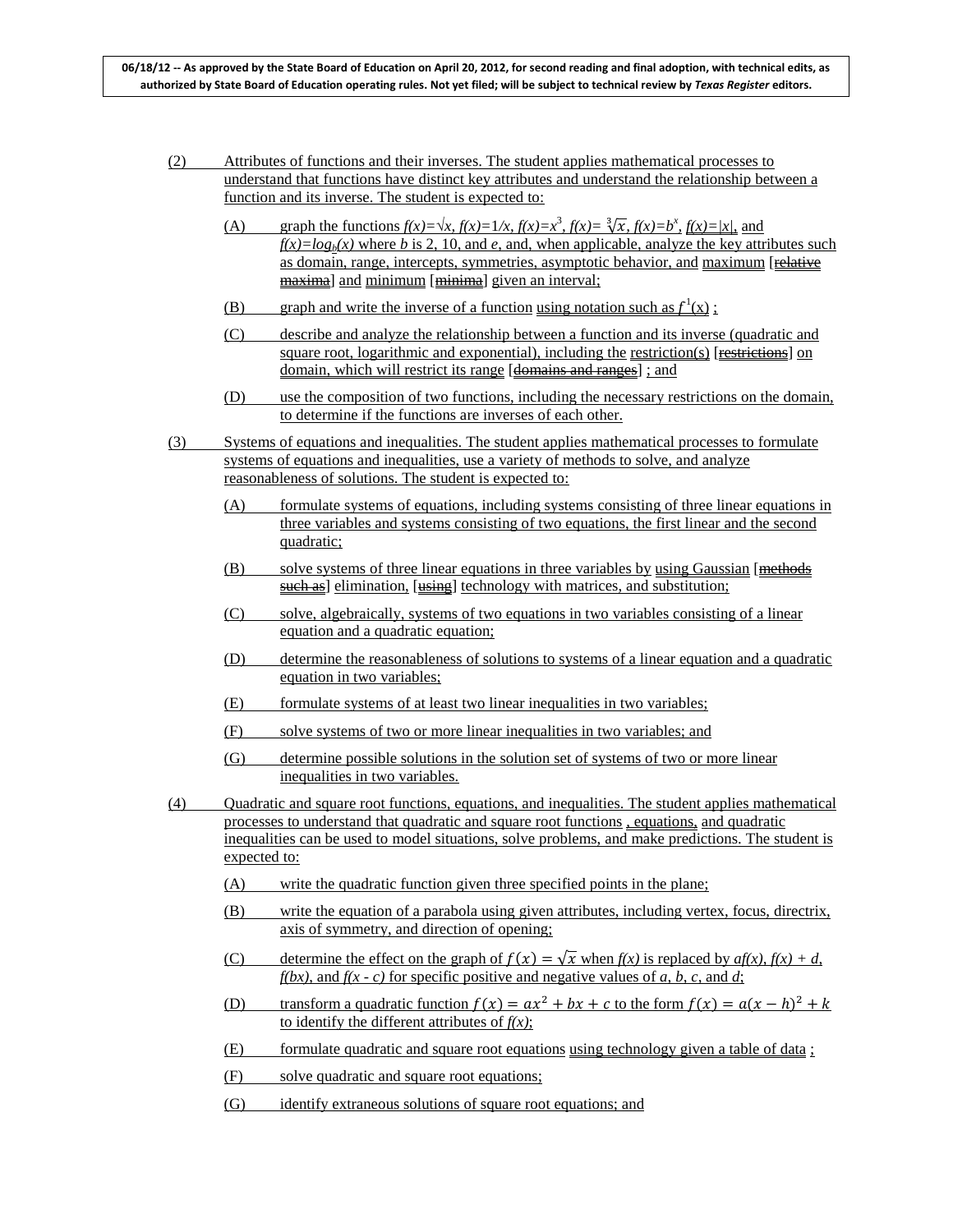**06/18/12 -- As approved by the State Board of Education on April 20, 2012, for second reading and final adoption, with technical edits, as authorized by State Board of Education operating rules. Not yet filed; will be subject to technical review by *Texas Register* editors.**

(2) Attributes of functions and their inverses. The student applies mathematical processes to understand that functions have distinct key attributes and understand the relationship between a function and its inverse. The student is expected to:

(A) graph the functions $f(x)=\sqrt{x}$, $f(x)=1/x$, $f(x)=x^3$, $f(x)=\sqrt[3]{x}$, $f(x)=b^x$, $f(x)=|x|$, and $f(x)=\log_b(x)$ where $b$ is 2, 10, and $e$, and, when applicable, analyze the key attributes such as domain, range, intercepts, symmetries, asymptotic behavior, and maximum [~~relative maxima~~] and minimum [~~minima~~] given an interval;

(B) graph and write the inverse of a function using notation such as $f^{-1}(x)$ ;

(C) describe and analyze the relationship between a function and its inverse (quadratic and square root, logarithmic and exponential), including the restriction(s) [~~restrictions~~] on domain, which will restrict its range [~~domains and ranges~~] ; and

(D) use the composition of two functions, including the necessary restrictions on the domain, to determine if the functions are inverses of each other.

(3) Systems of equations and inequalities. The student applies mathematical processes to formulate systems of equations and inequalities, use a variety of methods to solve, and analyze reasonableness of solutions. The student is expected to:

(A) formulate systems of equations, including systems consisting of three linear equations in three variables and systems consisting of two equations, the first linear and the second quadratic;

(B) solve systems of three linear equations in three variables by using Gaussian [~~methods such as~~] elimination, [~~using~~] technology with matrices, and substitution;

(C) solve, algebraically, systems of two equations in two variables consisting of a linear equation and a quadratic equation;

(D) determine the reasonableness of solutions to systems of a linear equation and a quadratic equation in two variables;

(E) formulate systems of at least two linear inequalities in two variables;

(F) solve systems of two or more linear inequalities in two variables; and

(G) determine possible solutions in the solution set of systems of two or more linear inequalities in two variables.

(4) Quadratic and square root functions, equations, and inequalities. The student applies mathematical processes to understand that quadratic and square root functions , equations, and quadratic inequalities can be used to model situations, solve problems, and make predictions. The student is expected to:

(A) write the quadratic function given three specified points in the plane;

(B) write the equation of a parabola using given attributes, including vertex, focus, directrix, axis of symmetry, and direction of opening;

(C) determine the effect on the graph of $f(x) = \sqrt{x}$ when $f(x)$ is replaced by $af(x)$, $f(x) + d$, $f(bx)$, and $f(x - c)$ for specific positive and negative values of $a$, $b$, $c$, and $d$;

(D) transform a quadratic function $f(x) = ax^2 + bx + c$ to the form $f(x) = a(x - h)^2 + k$ to identify the different attributes of $f(x)$;

(E) formulate quadratic and square root equations using technology given a table of data ;

(F) solve quadratic and square root equations;

(G) identify extraneous solutions of square root equations; and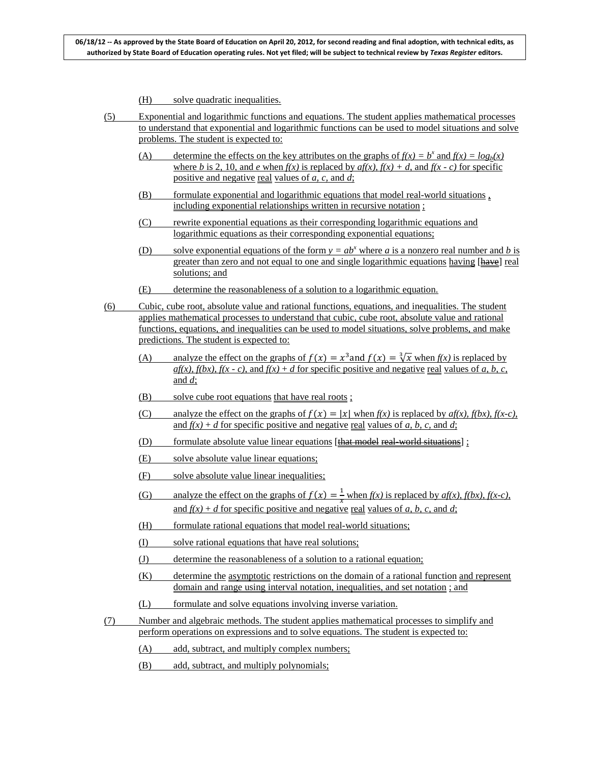(H) solve quadratic inequalities.

(5) Exponential and logarithmic functions and equations. The student applies mathematical processes to understand that exponential and logarithmic functions can be used to model situations and solve problems. The student is expected to:

(A) determine the effects on the key attributes on the graphs of $f(x) = b^x$ and $f(x) = log_b(x)$ where $b$ is 2, 10, and $e$ when $f(x)$ is replaced by $af(x)$, $f(x) + d$, and $f(x - c)$ for specific positive and negative real values of $a$, $c$, and $d$;

(B) formulate exponential and logarithmic equations that model real-world situations , including exponential relationships written in recursive notation ;

(C) rewrite exponential equations as their corresponding logarithmic equations and logarithmic equations as their corresponding exponential equations;

(D) solve exponential equations of the form $y = ab^x$ where $a$ is a nonzero real number and $b$ is greater than zero and not equal to one and single logarithmic equations having [~~have~~] real solutions; and

(E) determine the reasonableness of a solution to a logarithmic equation.

(6) Cubic, cube root, absolute value and rational functions, equations, and inequalities. The student applies mathematical processes to understand that cubic, cube root, absolute value and rational functions, equations, and inequalities can be used to model situations, solve problems, and make predictions. The student is expected to:

(A) analyze the effect on the graphs of $f(x) = x^3$ and $f(x) = \sqrt[3]{x}$ when $f(x)$ is replaced by $af(x)$, $f(bx)$, $f(x - c)$, and $f(x) + d$ for specific positive and negative real values of $a$, $b$, $c$, and $d$;

(B) solve cube root equations that have real roots ;

(C) analyze the effect on the graphs of $f(x) = |x|$ when $f(x)$ is replaced by $af(x)$, $f(bx)$, $f(x-c)$, and $f(x) + d$ for specific positive and negative real values of $a$, $b$, $c$, and $d$;

(D) formulate absolute value linear equations [~~that model real-world situations~~] ;

(E) solve absolute value linear equations;

(F) solve absolute value linear inequalities;

(G) analyze the effect on the graphs of $f(x) = \frac{1}{x}$ when $f(x)$ is replaced by $af(x)$, $f(bx)$, $f(x-c)$, and $f(x) + d$ for specific positive and negative real values of $a$, $b$, $c$, and $d$;

(H) formulate rational equations that model real-world situations;

(I) solve rational equations that have real solutions;

(J) determine the reasonableness of a solution to a rational equation;

(K) determine the asymptotic restrictions on the domain of a rational function and represent domain and range using interval notation, inequalities, and set notation ; and

(L) formulate and solve equations involving inverse variation.

(7) Number and algebraic methods. The student applies mathematical processes to simplify and perform operations on expressions and to solve equations. The student is expected to:

(A) add, subtract, and multiply complex numbers;

(B) add, subtract, and multiply polynomials;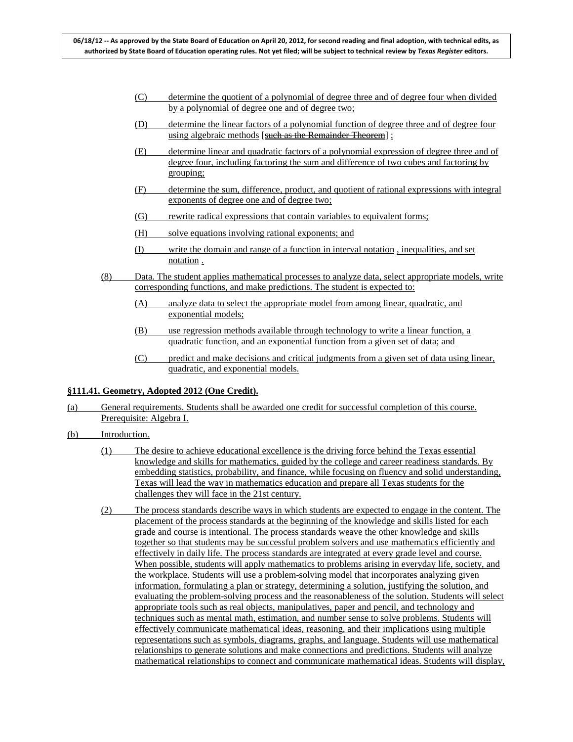(C) determine the quotient of a polynomial of degree three and of degree four when divided by a polynomial of degree one and of degree two;

(D) determine the linear factors of a polynomial function of degree three and of degree four using algebraic methods [~~such as the Remainder Theorem~~] ;

(E) determine linear and quadratic factors of a polynomial expression of degree three and of degree four, including factoring the sum and difference of two cubes and factoring by grouping;

(F) determine the sum, difference, product, and quotient of rational expressions with integral exponents of degree one and of degree two;

(G) rewrite radical expressions that contain variables to equivalent forms;

(H) solve equations involving rational exponents; and

(I) write the domain and range of a function in interval notation , inequalities, and set notation .

(8) Data. The student applies mathematical processes to analyze data, select appropriate models, write corresponding functions, and make predictions. The student is expected to:

(A) analyze data to select the appropriate model from among linear, quadratic, and exponential models;

(B) use regression methods available through technology to write a linear function, a quadratic function, and an exponential function from a given set of data; and

(C) predict and make decisions and critical judgments from a given set of data using linear, quadratic, and exponential models.

**§111.41. Geometry, Adopted 2012 (One Credit).**

(a) General requirements. Students shall be awarded one credit for successful completion of this course. Prerequisite: Algebra I.

(b) Introduction.

(1) The desire to achieve educational excellence is the driving force behind the Texas essential knowledge and skills for mathematics, guided by the college and career readiness standards. By embedding statistics, probability, and finance, while focusing on fluency and solid understanding, Texas will lead the way in mathematics education and prepare all Texas students for the challenges they will face in the 21st century.

(2) The process standards describe ways in which students are expected to engage in the content. The placement of the process standards at the beginning of the knowledge and skills listed for each grade and course is intentional. The process standards weave the other knowledge and skills together so that students may be successful problem solvers and use mathematics efficiently and effectively in daily life. The process standards are integrated at every grade level and course. When possible, students will apply mathematics to problems arising in everyday life, society, and the workplace. Students will use a problem-solving model that incorporates analyzing given information, formulating a plan or strategy, determining a solution, justifying the solution, and evaluating the problem-solving process and the reasonableness of the solution. Students will select appropriate tools such as real objects, manipulatives, paper and pencil, and technology and techniques such as mental math, estimation, and number sense to solve problems. Students will effectively communicate mathematical ideas, reasoning, and their implications using multiple representations such as symbols, diagrams, graphs, and language. Students will use mathematical relationships to generate solutions and make connections and predictions. Students will analyze mathematical relationships to connect and communicate mathematical ideas. Students will display,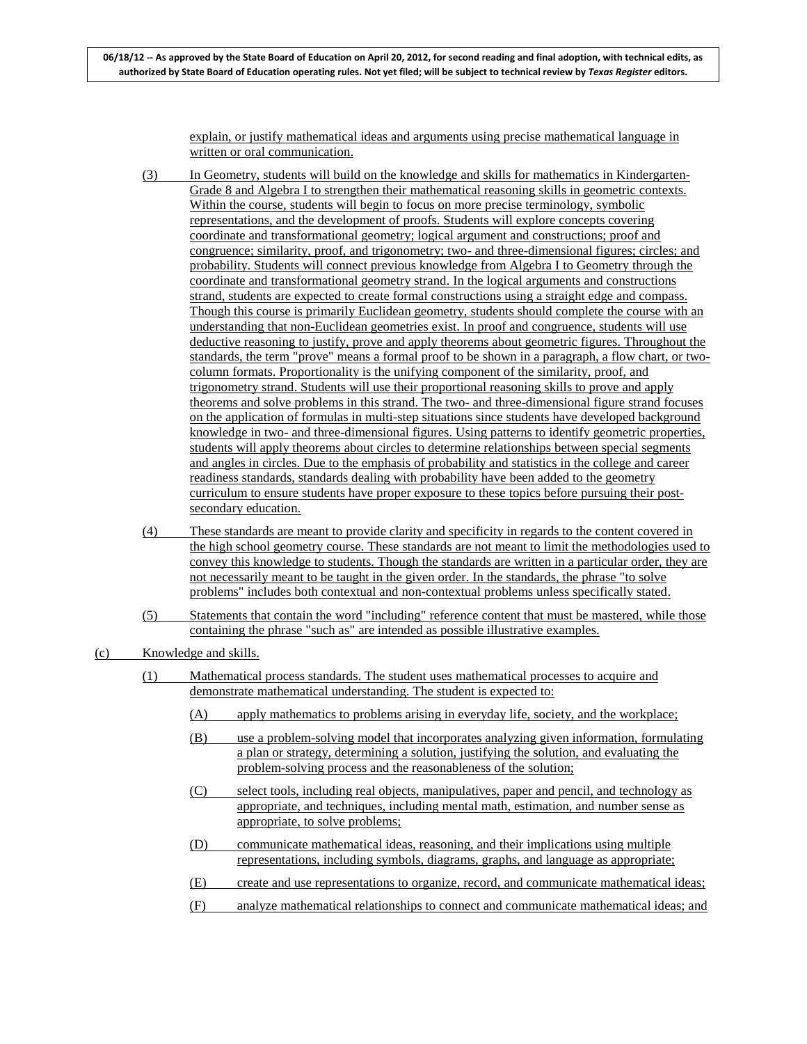explain, or justify mathematical ideas and arguments using precise mathematical language in written or oral communication.

(3) In Geometry, students will build on the knowledge and skills for mathematics in Kindergarten-Grade 8 and Algebra I to strengthen their mathematical reasoning skills in geometric contexts. Within the course, students will begin to focus on more precise terminology, symbolic representations, and the development of proofs. Students will explore concepts covering coordinate and transformational geometry; logical argument and constructions; proof and congruence; similarity, proof, and trigonometry; two- and three-dimensional figures; circles; and probability. Students will connect previous knowledge from Algebra I to Geometry through the coordinate and transformational geometry strand. In the logical arguments and constructions strand, students are expected to create formal constructions using a straight edge and compass. Though this course is primarily Euclidean geometry, students should complete the course with an understanding that non-Euclidean geometries exist. In proof and congruence, students will use deductive reasoning to justify, prove and apply theorems about geometric figures. Throughout the standards, the term "prove" means a formal proof to be shown in a paragraph, a flow chart, or two-column formats. Proportionality is the unifying component of the similarity, proof, and trigonometry strand. Students will use their proportional reasoning skills to prove and apply theorems and solve problems in this strand. The two- and three-dimensional figure strand focuses on the application of formulas in multi-step situations since students have developed background knowledge in two- and three-dimensional figures. Using patterns to identify geometric properties, students will apply theorems about circles to determine relationships between special segments and angles in circles. Due to the emphasis of probability and statistics in the college and career readiness standards, standards dealing with probability have been added to the geometry curriculum to ensure students have proper exposure to these topics before pursuing their post-secondary education.

(4) These standards are meant to provide clarity and specificity in regards to the content covered in the high school geometry course. These standards are not meant to limit the methodologies used to convey this knowledge to students. Though the standards are written in a particular order, they are not necessarily meant to be taught in the given order. In the standards, the phrase "to solve problems" includes both contextual and non-contextual problems unless specifically stated.

(5) Statements that contain the word "including" reference content that must be mastered, while those containing the phrase "such as" are intended as possible illustrative examples.

(c) Knowledge and skills.

(1) Mathematical process standards. The student uses mathematical processes to acquire and demonstrate mathematical understanding. The student is expected to:

(A) apply mathematics to problems arising in everyday life, society, and the workplace;

(B) use a problem-solving model that incorporates analyzing given information, formulating a plan or strategy, determining a solution, justifying the solution, and evaluating the problem-solving process and the reasonableness of the solution;

(C) select tools, including real objects, manipulatives, paper and pencil, and technology as appropriate, and techniques, including mental math, estimation, and number sense as appropriate, to solve problems;

(D) communicate mathematical ideas, reasoning, and their implications using multiple representations, including symbols, diagrams, graphs, and language as appropriate;

(E) create and use representations to organize, record, and communicate mathematical ideas;

(F) analyze mathematical relationships to connect and communicate mathematical ideas; and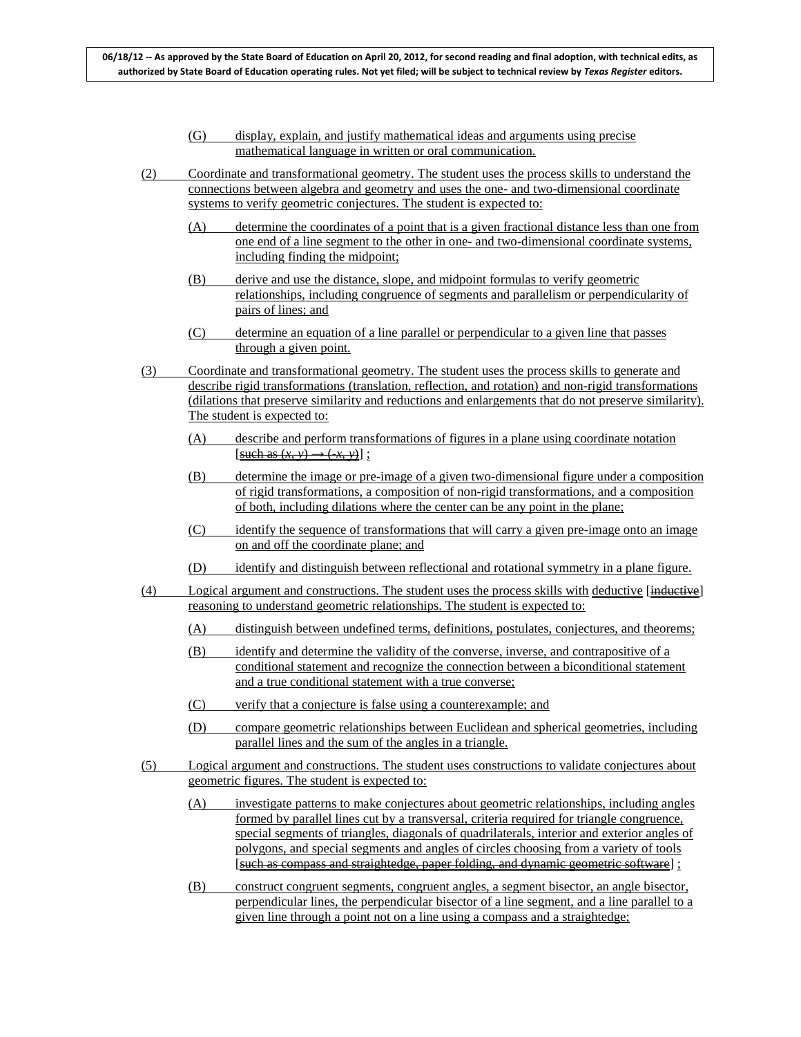(G) display, explain, and justify mathematical ideas and arguments using precise mathematical language in written or oral communication.

(2) Coordinate and transformational geometry. The student uses the process skills to understand the connections between algebra and geometry and uses the one- and two-dimensional coordinate systems to verify geometric conjectures. The student is expected to:

(A) determine the coordinates of a point that is a given fractional distance less than one from one end of a line segment to the other in one- and two-dimensional coordinate systems, including finding the midpoint;

(B) derive and use the distance, slope, and midpoint formulas to verify geometric relationships, including congruence of segments and parallelism or perpendicularity of pairs of lines; and

(C) determine an equation of a line parallel or perpendicular to a given line that passes through a given point.

(3) Coordinate and transformational geometry. The student uses the process skills to generate and describe rigid transformations (translation, reflection, and rotation) and non-rigid transformations (dilations that preserve similarity and reductions and enlargements that do not preserve similarity). The student is expected to:

(A) describe and perform transformations of figures in a plane using coordinate notation [~~such as~~ ~~$(x, y) \rightarrow (-x, y)$~~] ;

(B) determine the image or pre-image of a given two-dimensional figure under a composition of rigid transformations, a composition of non-rigid transformations, and a composition of both, including dilations where the center can be any point in the plane;

(C) identify the sequence of transformations that will carry a given pre-image onto an image on and off the coordinate plane; and

(D) identify and distinguish between reflectional and rotational symmetry in a plane figure.

(4) Logical argument and constructions. The student uses the process skills with deductive [~~inductive~~] reasoning to understand geometric relationships. The student is expected to:

(A) distinguish between undefined terms, definitions, postulates, conjectures, and theorems;

(B) identify and determine the validity of the converse, inverse, and contrapositive of a conditional statement and recognize the connection between a biconditional statement and a true conditional statement with a true converse;

(C) verify that a conjecture is false using a counterexample; and

(D) compare geometric relationships between Euclidean and spherical geometries, including parallel lines and the sum of the angles in a triangle.

(5) Logical argument and constructions. The student uses constructions to validate conjectures about geometric figures. The student is expected to:

(A) investigate patterns to make conjectures about geometric relationships, including angles formed by parallel lines cut by a transversal, criteria required for triangle congruence, special segments of triangles, diagonals of quadrilaterals, interior and exterior angles of polygons, and special segments and angles of circles choosing from a variety of tools [~~such as compass and straightedge, paper folding, and dynamic geometric software~~] ;

(B) construct congruent segments, congruent angles, a segment bisector, an angle bisector, perpendicular lines, the perpendicular bisector of a line segment, and a line parallel to a given line through a point not on a line using a compass and a straightedge;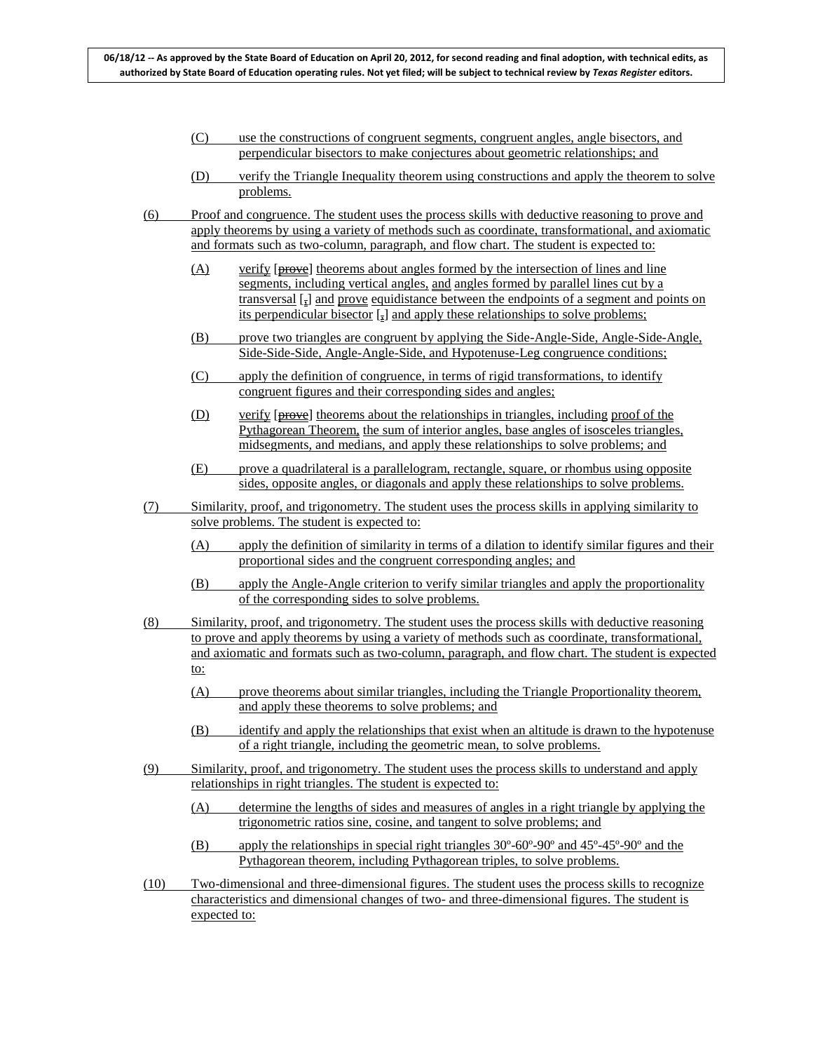(C) use the constructions of congruent segments, congruent angles, angle bisectors, and perpendicular bisectors to make conjectures about geometric relationships; and

(D) verify the Triangle Inequality theorem using constructions and apply the theorem to solve problems.

(6) Proof and congruence. The student uses the process skills with deductive reasoning to prove and apply theorems by using a variety of methods such as coordinate, transformational, and axiomatic and formats such as two-column, paragraph, and flow chart. The student is expected to:

(A) verify [~~prove~~] theorems about angles formed by the intersection of lines and line segments, including vertical angles, and angles formed by parallel lines cut by a transversal [~~,~~] and prove equidistance between the endpoints of a segment and points on its perpendicular bisector [~~,~~] and apply these relationships to solve problems;

(B) prove two triangles are congruent by applying the Side-Angle-Side, Angle-Side-Angle, Side-Side-Side, Angle-Angle-Side, and Hypotenuse-Leg congruence conditions;

(C) apply the definition of congruence, in terms of rigid transformations, to identify congruent figures and their corresponding sides and angles;

(D) verify [~~prove~~] theorems about the relationships in triangles, including proof of the Pythagorean Theorem, the sum of interior angles, base angles of isosceles triangles, midsegments, and medians, and apply these relationships to solve problems; and

(E) prove a quadrilateral is a parallelogram, rectangle, square, or rhombus using opposite sides, opposite angles, or diagonals and apply these relationships to solve problems.

(7) Similarity, proof, and trigonometry. The student uses the process skills in applying similarity to solve problems. The student is expected to:

(A) apply the definition of similarity in terms of a dilation to identify similar figures and their proportional sides and the congruent corresponding angles; and

(B) apply the Angle-Angle criterion to verify similar triangles and apply the proportionality of the corresponding sides to solve problems.

(8) Similarity, proof, and trigonometry. The student uses the process skills with deductive reasoning to prove and apply theorems by using a variety of methods such as coordinate, transformational, and axiomatic and formats such as two-column, paragraph, and flow chart. The student is expected to:

(A) prove theorems about similar triangles, including the Triangle Proportionality theorem, and apply these theorems to solve problems; and

(B) identify and apply the relationships that exist when an altitude is drawn to the hypotenuse of a right triangle, including the geometric mean, to solve problems.

(9) Similarity, proof, and trigonometry. The student uses the process skills to understand and apply relationships in right triangles. The student is expected to:

(A) determine the lengths of sides and measures of angles in a right triangle by applying the trigonometric ratios sine, cosine, and tangent to solve problems; and

(B) apply the relationships in special right triangles 30º-60º-90º and 45º-45º-90º and the Pythagorean theorem, including Pythagorean triples, to solve problems.

(10) Two-dimensional and three-dimensional figures. The student uses the process skills to recognize characteristics and dimensional changes of two- and three-dimensional figures. The student is expected to: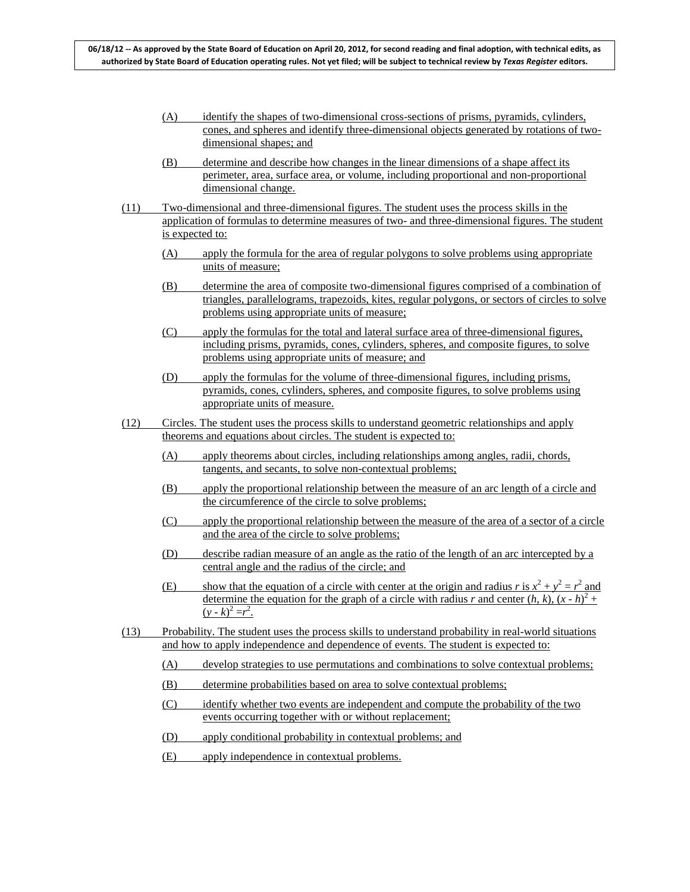(A) identify the shapes of two-dimensional cross-sections of prisms, pyramids, cylinders, cones, and spheres and identify three-dimensional objects generated by rotations of two-dimensional shapes; and

(B) determine and describe how changes in the linear dimensions of a shape affect its perimeter, area, surface area, or volume, including proportional and non-proportional dimensional change.

(11) Two-dimensional and three-dimensional figures. The student uses the process skills in the application of formulas to determine measures of two- and three-dimensional figures. The student is expected to:

(A) apply the formula for the area of regular polygons to solve problems using appropriate units of measure;

(B) determine the area of composite two-dimensional figures comprised of a combination of triangles, parallelograms, trapezoids, kites, regular polygons, or sectors of circles to solve problems using appropriate units of measure;

(C) apply the formulas for the total and lateral surface area of three-dimensional figures, including prisms, pyramids, cones, cylinders, spheres, and composite figures, to solve problems using appropriate units of measure; and

(D) apply the formulas for the volume of three-dimensional figures, including prisms, pyramids, cones, cylinders, spheres, and composite figures, to solve problems using appropriate units of measure.

(12) Circles. The student uses the process skills to understand geometric relationships and apply theorems and equations about circles. The student is expected to:

(A) apply theorems about circles, including relationships among angles, radii, chords, tangents, and secants, to solve non-contextual problems;

(B) apply the proportional relationship between the measure of an arc length of a circle and the circumference of the circle to solve problems;

(C) apply the proportional relationship between the measure of the area of a sector of a circle and the area of the circle to solve problems;

(D) describe radian measure of an angle as the ratio of the length of an arc intercepted by a central angle and the radius of the circle; and

(E) show that the equation of a circle with center at the origin and radius $r$ is $x^2 + y^2 = r^2$ and determine the equation for the graph of a circle with radius $r$ and center $(h, k)$, $(x - h)^2 + (y - k)^2 = r^2$.

(13) Probability. The student uses the process skills to understand probability in real-world situations and how to apply independence and dependence of events. The student is expected to:

(A) develop strategies to use permutations and combinations to solve contextual problems;

(B) determine probabilities based on area to solve contextual problems;

(C) identify whether two events are independent and compute the probability of the two events occurring together with or without replacement;

(D) apply conditional probability in contextual problems; and

(E) apply independence in contextual problems.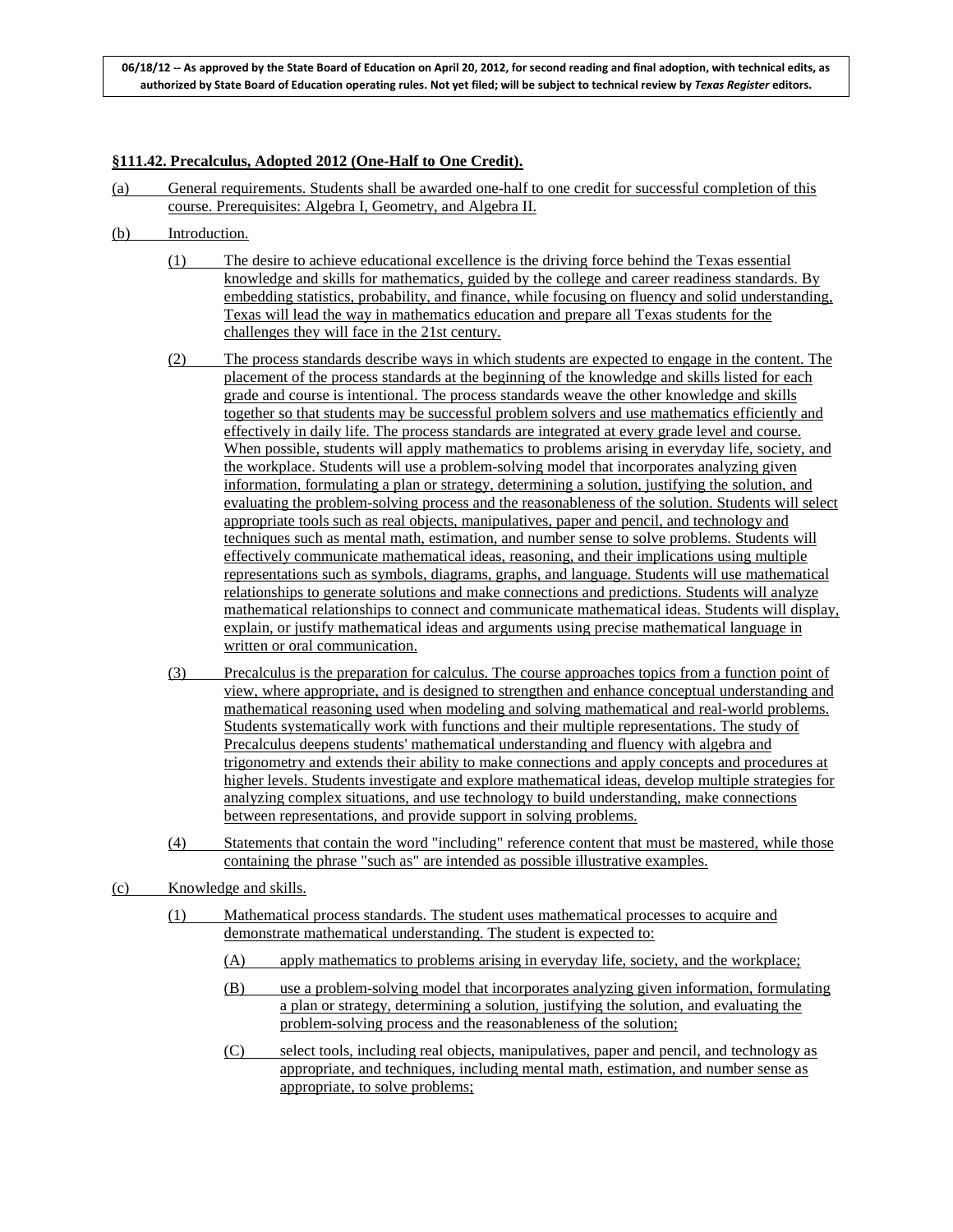06/18/12 -- As approved by the State Board of Education on April 20, 2012, for second reading and final adoption, with technical edits, as authorized by State Board of Education operating rules. Not yet filed; will be subject to technical review by *Texas Register* editors.

**§111.42. Precalculus, Adopted 2012 (One-Half to One Credit).**

(a) General requirements. Students shall be awarded one-half to one credit for successful completion of this course. Prerequisites: Algebra I, Geometry, and Algebra II.

(b) Introduction.

(1) The desire to achieve educational excellence is the driving force behind the Texas essential knowledge and skills for mathematics, guided by the college and career readiness standards. By embedding statistics, probability, and finance, while focusing on fluency and solid understanding, Texas will lead the way in mathematics education and prepare all Texas students for the challenges they will face in the 21st century.

(2) The process standards describe ways in which students are expected to engage in the content. The placement of the process standards at the beginning of the knowledge and skills listed for each grade and course is intentional. The process standards weave the other knowledge and skills together so that students may be successful problem solvers and use mathematics efficiently and effectively in daily life. The process standards are integrated at every grade level and course. When possible, students will apply mathematics to problems arising in everyday life, society, and the workplace. Students will use a problem-solving model that incorporates analyzing given information, formulating a plan or strategy, determining a solution, justifying the solution, and evaluating the problem-solving process and the reasonableness of the solution. Students will select appropriate tools such as real objects, manipulatives, paper and pencil, and technology and techniques such as mental math, estimation, and number sense to solve problems. Students will effectively communicate mathematical ideas, reasoning, and their implications using multiple representations such as symbols, diagrams, graphs, and language. Students will use mathematical relationships to generate solutions and make connections and predictions. Students will analyze mathematical relationships to connect and communicate mathematical ideas. Students will display, explain, or justify mathematical ideas and arguments using precise mathematical language in written or oral communication.

(3) Precalculus is the preparation for calculus. The course approaches topics from a function point of view, where appropriate, and is designed to strengthen and enhance conceptual understanding and mathematical reasoning used when modeling and solving mathematical and real-world problems. Students systematically work with functions and their multiple representations. The study of Precalculus deepens students' mathematical understanding and fluency with algebra and trigonometry and extends their ability to make connections and apply concepts and procedures at higher levels. Students investigate and explore mathematical ideas, develop multiple strategies for analyzing complex situations, and use technology to build understanding, make connections between representations, and provide support in solving problems.

(4) Statements that contain the word "including" reference content that must be mastered, while those containing the phrase "such as" are intended as possible illustrative examples.

(c) Knowledge and skills.

(1) Mathematical process standards. The student uses mathematical processes to acquire and demonstrate mathematical understanding. The student is expected to:

(A) apply mathematics to problems arising in everyday life, society, and the workplace;

(B) use a problem-solving model that incorporates analyzing given information, formulating a plan or strategy, determining a solution, justifying the solution, and evaluating the problem-solving process and the reasonableness of the solution;

(C) select tools, including real objects, manipulatives, paper and pencil, and technology as appropriate, and techniques, including mental math, estimation, and number sense as appropriate, to solve problems;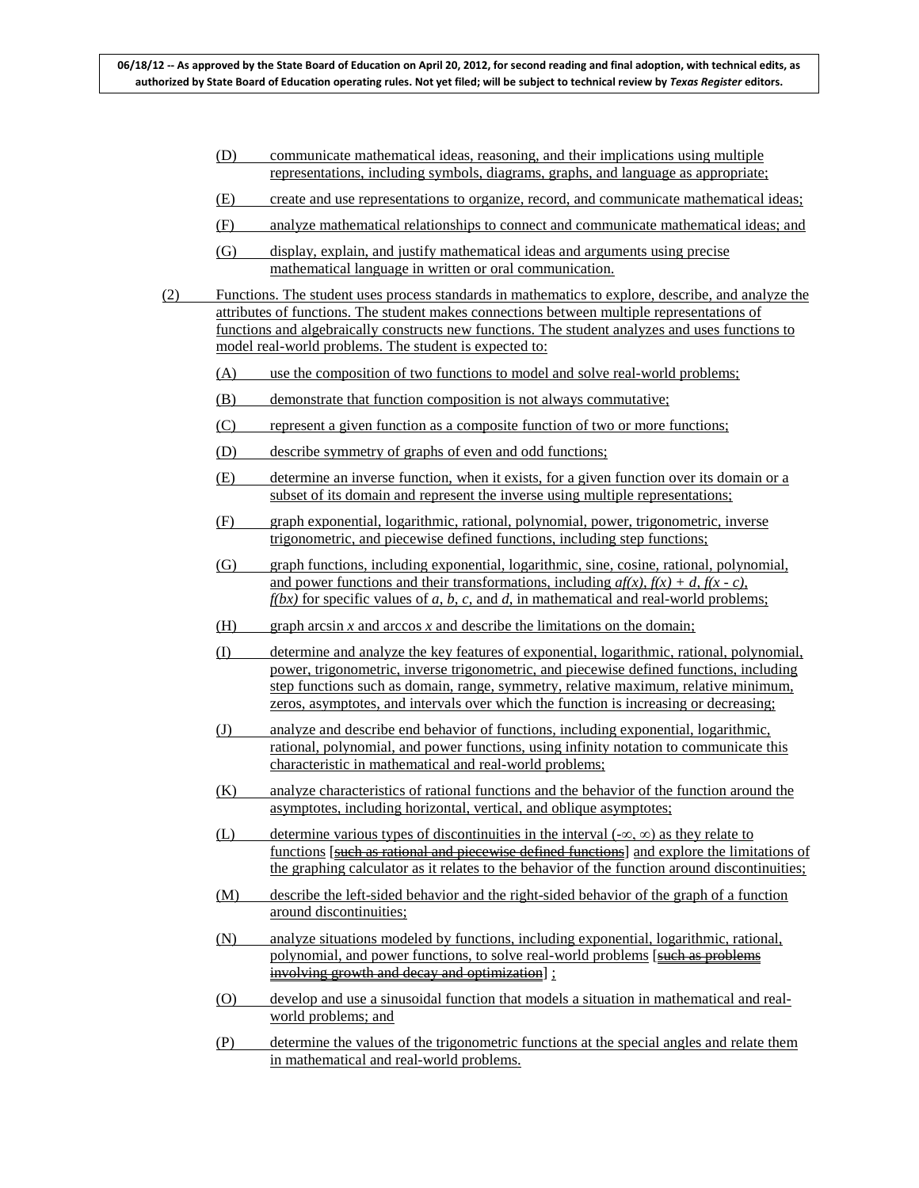(D) communicate mathematical ideas, reasoning, and their implications using multiple representations, including symbols, diagrams, graphs, and language as appropriate;

(E) create and use representations to organize, record, and communicate mathematical ideas;

(F) analyze mathematical relationships to connect and communicate mathematical ideas; and

(G) display, explain, and justify mathematical ideas and arguments using precise mathematical language in written or oral communication.

(2) Functions. The student uses process standards in mathematics to explore, describe, and analyze the attributes of functions. The student makes connections between multiple representations of functions and algebraically constructs new functions. The student analyzes and uses functions to model real-world problems. The student is expected to:

(A) use the composition of two functions to model and solve real-world problems;

(B) demonstrate that function composition is not always commutative;

(C) represent a given function as a composite function of two or more functions;

(D) describe symmetry of graphs of even and odd functions;

(E) determine an inverse function, when it exists, for a given function over its domain or a subset of its domain and represent the inverse using multiple representations;

(F) graph exponential, logarithmic, rational, polynomial, power, trigonometric, inverse trigonometric, and piecewise defined functions, including step functions;

(G) graph functions, including exponential, logarithmic, sine, cosine, rational, polynomial, and power functions and their transformations, including $af(x)$, $f(x) + d$, $f(x - c)$, $f(bx)$ for specific values of $a$, $b$, $c$, and $d$, in mathematical and real-world problems;

(H) graph arcsin $x$ and arccos $x$ and describe the limitations on the domain;

(I) determine and analyze the key features of exponential, logarithmic, rational, polynomial, power, trigonometric, inverse trigonometric, and piecewise defined functions, including step functions such as domain, range, symmetry, relative maximum, relative minimum, zeros, asymptotes, and intervals over which the function is increasing or decreasing;

(J) analyze and describe end behavior of functions, including exponential, logarithmic, rational, polynomial, and power functions, using infinity notation to communicate this characteristic in mathematical and real-world problems;

(K) analyze characteristics of rational functions and the behavior of the function around the asymptotes, including horizontal, vertical, and oblique asymptotes;

(L) determine various types of discontinuities in the interval $(-\infty, \infty)$ as they relate to functions [~~such as rational and piecewise defined functions~~] and explore the limitations of the graphing calculator as it relates to the behavior of the function around discontinuities;

(M) describe the left-sided behavior and the right-sided behavior of the graph of a function around discontinuities;

(N) analyze situations modeled by functions, including exponential, logarithmic, rational, polynomial, and power functions, to solve real-world problems [~~such as problems involving growth and decay and optimization~~] ;

(O) develop and use a sinusoidal function that models a situation in mathematical and real-world problems; and

(P) determine the values of the trigonometric functions at the special angles and relate them in mathematical and real-world problems.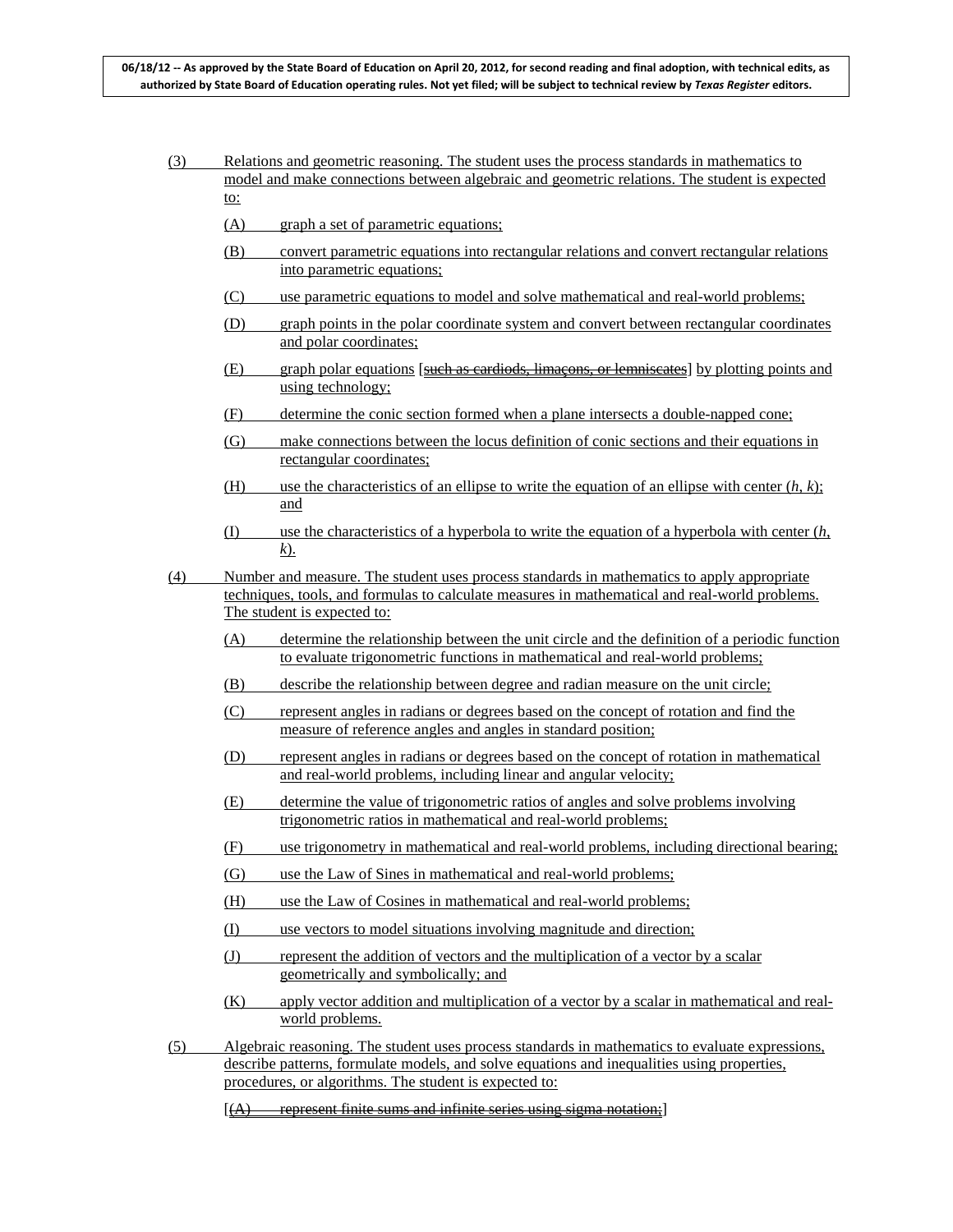(3) Relations and geometric reasoning. The student uses the process standards in mathematics to model and make connections between algebraic and geometric relations. The student is expected to:

(A) graph a set of parametric equations;

(B) convert parametric equations into rectangular relations and convert rectangular relations into parametric equations;

(C) use parametric equations to model and solve mathematical and real-world problems;

(D) graph points in the polar coordinate system and convert between rectangular coordinates and polar coordinates;

(E) graph polar equations [~~such as cardiods, limaçons, or lemniscates~~] by plotting points and using technology;

(F) determine the conic section formed when a plane intersects a double-napped cone;

(G) make connections between the locus definition of conic sections and their equations in rectangular coordinates;

(H) use the characteristics of an ellipse to write the equation of an ellipse with center $(h, k)$; and

(I) use the characteristics of a hyperbola to write the equation of a hyperbola with center $(h, k)$.

(4) Number and measure. The student uses process standards in mathematics to apply appropriate techniques, tools, and formulas to calculate measures in mathematical and real-world problems. The student is expected to:

(A) determine the relationship between the unit circle and the definition of a periodic function to evaluate trigonometric functions in mathematical and real-world problems;

(B) describe the relationship between degree and radian measure on the unit circle;

(C) represent angles in radians or degrees based on the concept of rotation and find the measure of reference angles and angles in standard position;

(D) represent angles in radians or degrees based on the concept of rotation in mathematical and real-world problems, including linear and angular velocity;

(E) determine the value of trigonometric ratios of angles and solve problems involving trigonometric ratios in mathematical and real-world problems;

(F) use trigonometry in mathematical and real-world problems, including directional bearing;

(G) use the Law of Sines in mathematical and real-world problems;

(H) use the Law of Cosines in mathematical and real-world problems;

(I) use vectors to model situations involving magnitude and direction;

(J) represent the addition of vectors and the multiplication of a vector by a scalar geometrically and symbolically; and

(K) apply vector addition and multiplication of a vector by a scalar in mathematical and real-world problems.

(5) Algebraic reasoning. The student uses process standards in mathematics to evaluate expressions, describe patterns, formulate models, and solve equations and inequalities using properties, procedures, or algorithms. The student is expected to:

[~~(A) represent finite sums and infinite series using sigma notation;~~]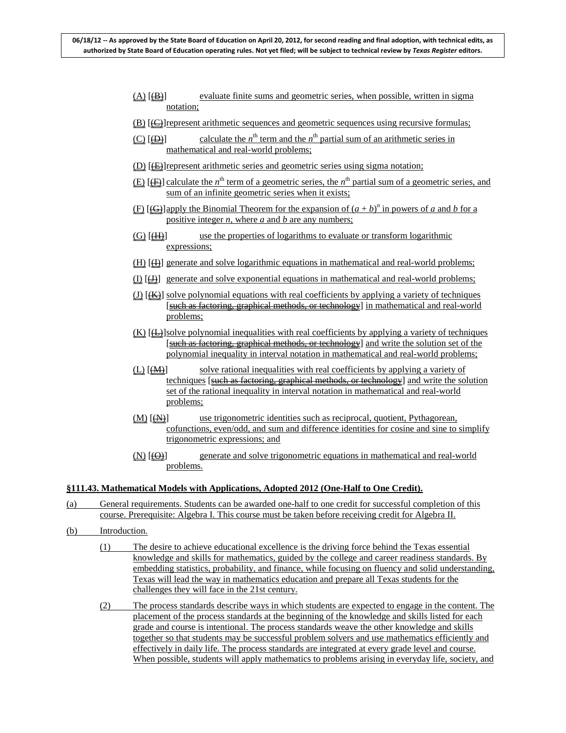(A) [(B)] evaluate finite sums and geometric series, when possible, written in sigma notation;

(B) [(C)] represent arithmetic sequences and geometric sequences using recursive formulas;

(C) [(D)] calculate the $n^{th}$ term and the $n^{th}$ partial sum of an arithmetic series in mathematical and real-world problems;

(D) [(E)] represent arithmetic series and geometric series using sigma notation;

(E) [(F)] calculate the $n^{th}$ term of a geometric series, the $n^{th}$ partial sum of a geometric series, and sum of an infinite geometric series when it exists;

(F) [(G)] apply the Binomial Theorem for the expansion of $(a + b)^n$ in powers of $a$ and $b$ for a positive integer $n$, where $a$ and $b$ are any numbers;

(G) [(H)] use the properties of logarithms to evaluate or transform logarithmic expressions;

(H) [(I)] generate and solve logarithmic equations in mathematical and real-world problems;

(I) [(J)] generate and solve exponential equations in mathematical and real-world problems;

(J) [(K)] solve polynomial equations with real coefficients by applying a variety of techniques [~~such as factoring, graphical methods, or technology~~] in mathematical and real-world problems;

(K) [(L)] solve polynomial inequalities with real coefficients by applying a variety of techniques [~~such as factoring, graphical methods, or technology~~] and write the solution set of the polynomial inequality in interval notation in mathematical and real-world problems;

(L) [(M)] solve rational inequalities with real coefficients by applying a variety of techniques [~~such as factoring, graphical methods, or technology~~] and write the solution set of the rational inequality in interval notation in mathematical and real-world problems;

(M) [(N)] use trigonometric identities such as reciprocal, quotient, Pythagorean, cofunctions, even/odd, and sum and difference identities for cosine and sine to simplify trigonometric expressions; and

(N) [(O)] generate and solve trigonometric equations in mathematical and real-world problems.

**§111.43. Mathematical Models with Applications, Adopted 2012 (One-Half to One Credit).**

(a) General requirements. Students can be awarded one-half to one credit for successful completion of this course. Prerequisite: Algebra I. This course must be taken before receiving credit for Algebra II.

(b) Introduction.

(1) The desire to achieve educational excellence is the driving force behind the Texas essential knowledge and skills for mathematics, guided by the college and career readiness standards. By embedding statistics, probability, and finance, while focusing on fluency and solid understanding, Texas will lead the way in mathematics education and prepare all Texas students for the challenges they will face in the 21st century.

(2) The process standards describe ways in which students are expected to engage in the content. The placement of the process standards at the beginning of the knowledge and skills listed for each grade and course is intentional. The process standards weave the other knowledge and skills together so that students may be successful problem solvers and use mathematics efficiently and effectively in daily life. The process standards are integrated at every grade level and course. When possible, students will apply mathematics to problems arising in everyday life, society, and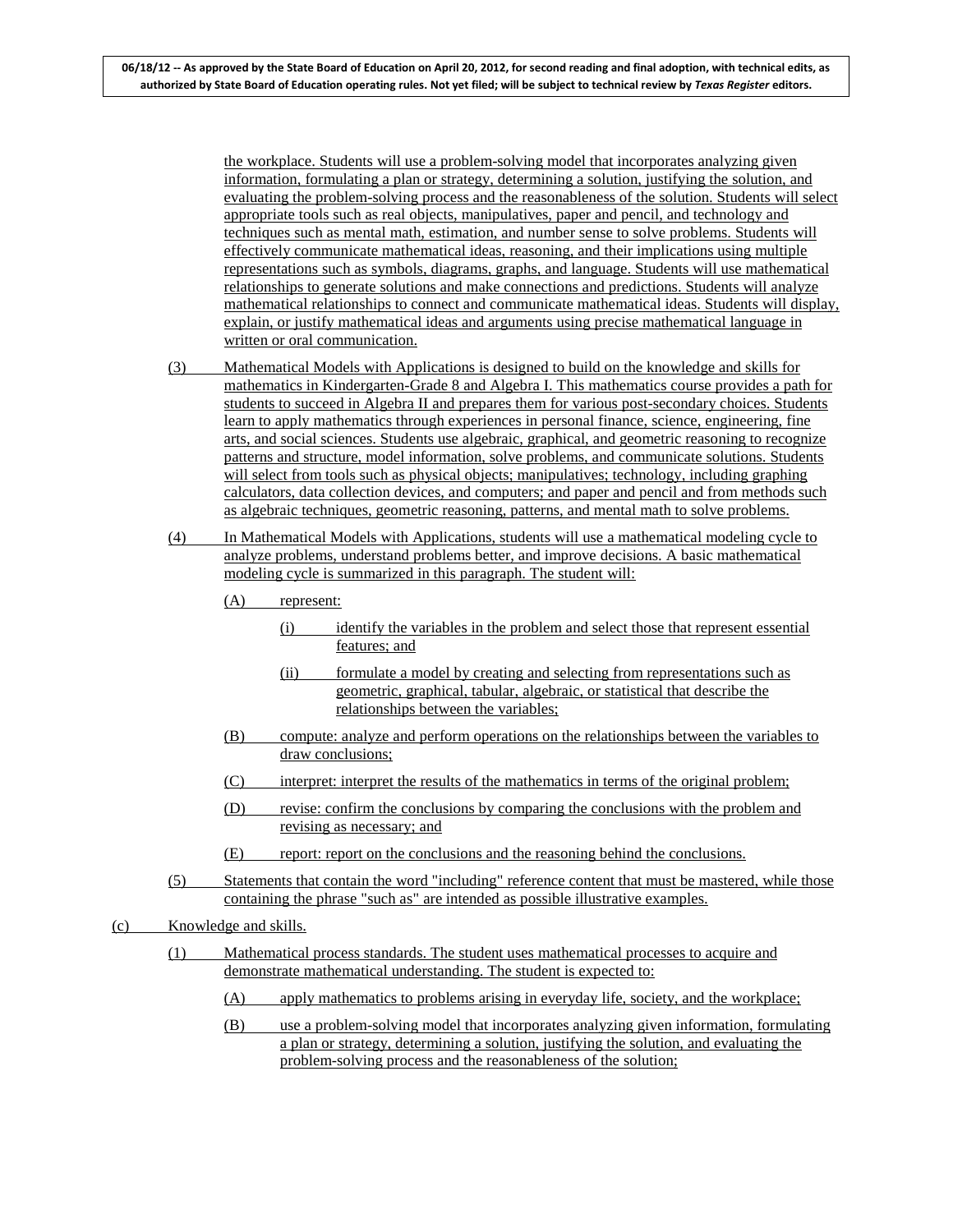06/18/12 -- As approved by the State Board of Education on April 20, 2012, for second reading and final adoption, with technical edits, as authorized by State Board of Education operating rules. Not yet filed; will be subject to technical review by *Texas Register* editors.

the workplace. Students will use a problem-solving model that incorporates analyzing given information, formulating a plan or strategy, determining a solution, justifying the solution, and evaluating the problem-solving process and the reasonableness of the solution. Students will select appropriate tools such as real objects, manipulatives, paper and pencil, and technology and techniques such as mental math, estimation, and number sense to solve problems. Students will effectively communicate mathematical ideas, reasoning, and their implications using multiple representations such as symbols, diagrams, graphs, and language. Students will use mathematical relationships to generate solutions and make connections and predictions. Students will analyze mathematical relationships to connect and communicate mathematical ideas. Students will display, explain, or justify mathematical ideas and arguments using precise mathematical language in written or oral communication.

(3) Mathematical Models with Applications is designed to build on the knowledge and skills for mathematics in Kindergarten-Grade 8 and Algebra I. This mathematics course provides a path for students to succeed in Algebra II and prepares them for various post-secondary choices. Students learn to apply mathematics through experiences in personal finance, science, engineering, fine arts, and social sciences. Students use algebraic, graphical, and geometric reasoning to recognize patterns and structure, model information, solve problems, and communicate solutions. Students will select from tools such as physical objects; manipulatives; technology, including graphing calculators, data collection devices, and computers; and paper and pencil and from methods such as algebraic techniques, geometric reasoning, patterns, and mental math to solve problems.

(4) In Mathematical Models with Applications, students will use a mathematical modeling cycle to analyze problems, understand problems better, and improve decisions. A basic mathematical modeling cycle is summarized in this paragraph. The student will:

- (A) represent:
  - (i) identify the variables in the problem and select those that represent essential features; and
  - (ii) formulate a model by creating and selecting from representations such as geometric, graphical, tabular, algebraic, or statistical that describe the relationships between the variables;
- (B) compute: analyze and perform operations on the relationships between the variables to draw conclusions;
- (C) interpret: interpret the results of the mathematics in terms of the original problem;
- (D) revise: confirm the conclusions by comparing the conclusions with the problem and revising as necessary; and
- (E) report: report on the conclusions and the reasoning behind the conclusions.

(5) Statements that contain the word "including" reference content that must be mastered, while those containing the phrase "such as" are intended as possible illustrative examples.

(c) Knowledge and skills.

(1) Mathematical process standards. The student uses mathematical processes to acquire and demonstrate mathematical understanding. The student is expected to:

- (A) apply mathematics to problems arising in everyday life, society, and the workplace;
- (B) use a problem-solving model that incorporates analyzing given information, formulating a plan or strategy, determining a solution, justifying the solution, and evaluating the problem-solving process and the reasonableness of the solution;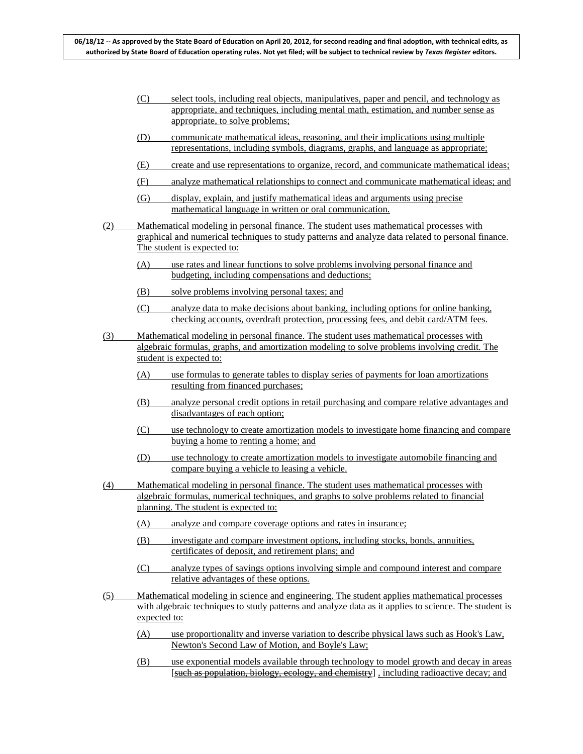(C) select tools, including real objects, manipulatives, paper and pencil, and technology as appropriate, and techniques, including mental math, estimation, and number sense as appropriate, to solve problems;

(D) communicate mathematical ideas, reasoning, and their implications using multiple representations, including symbols, diagrams, graphs, and language as appropriate;

(E) create and use representations to organize, record, and communicate mathematical ideas;

(F) analyze mathematical relationships to connect and communicate mathematical ideas; and

(G) display, explain, and justify mathematical ideas and arguments using precise mathematical language in written or oral communication.

(2) Mathematical modeling in personal finance. The student uses mathematical processes with graphical and numerical techniques to study patterns and analyze data related to personal finance. The student is expected to:

(A) use rates and linear functions to solve problems involving personal finance and budgeting, including compensations and deductions;

(B) solve problems involving personal taxes; and

(C) analyze data to make decisions about banking, including options for online banking, checking accounts, overdraft protection, processing fees, and debit card/ATM fees.

(3) Mathematical modeling in personal finance. The student uses mathematical processes with algebraic formulas, graphs, and amortization modeling to solve problems involving credit. The student is expected to:

(A) use formulas to generate tables to display series of payments for loan amortizations resulting from financed purchases;

(B) analyze personal credit options in retail purchasing and compare relative advantages and disadvantages of each option;

(C) use technology to create amortization models to investigate home financing and compare buying a home to renting a home; and

(D) use technology to create amortization models to investigate automobile financing and compare buying a vehicle to leasing a vehicle.

(4) Mathematical modeling in personal finance. The student uses mathematical processes with algebraic formulas, numerical techniques, and graphs to solve problems related to financial planning. The student is expected to:

(A) analyze and compare coverage options and rates in insurance;

(B) investigate and compare investment options, including stocks, bonds, annuities, certificates of deposit, and retirement plans; and

(C) analyze types of savings options involving simple and compound interest and compare relative advantages of these options.

(5) Mathematical modeling in science and engineering. The student applies mathematical processes with algebraic techniques to study patterns and analyze data as it applies to science. The student is expected to:

(A) use proportionality and inverse variation to describe physical laws such as Hook's Law, Newton's Second Law of Motion, and Boyle's Law;

(B) use exponential models available through technology to model growth and decay in areas [~~such as population, biology, ecology, and chemistry~~] , including radioactive decay; and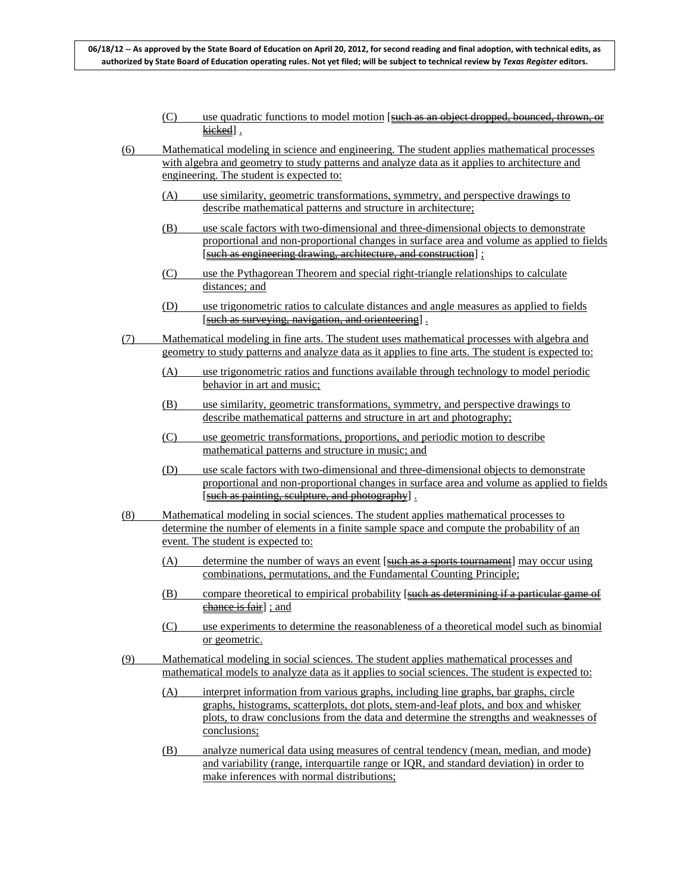(C) use quadratic functions to model motion [such as an object dropped, bounced, thrown, or kicked] .

(6) Mathematical modeling in science and engineering. The student applies mathematical processes with algebra and geometry to study patterns and analyze data as it applies to architecture and engineering. The student is expected to:

(A) use similarity, geometric transformations, symmetry, and perspective drawings to describe mathematical patterns and structure in architecture;

(B) use scale factors with two-dimensional and three-dimensional objects to demonstrate proportional and non-proportional changes in surface area and volume as applied to fields [such as engineering drawing, architecture, and construction] ;

(C) use the Pythagorean Theorem and special right-triangle relationships to calculate distances; and

(D) use trigonometric ratios to calculate distances and angle measures as applied to fields [such as surveying, navigation, and orienteering] .

(7) Mathematical modeling in fine arts. The student uses mathematical processes with algebra and geometry to study patterns and analyze data as it applies to fine arts. The student is expected to:

(A) use trigonometric ratios and functions available through technology to model periodic behavior in art and music;

(B) use similarity, geometric transformations, symmetry, and perspective drawings to describe mathematical patterns and structure in art and photography;

(C) use geometric transformations, proportions, and periodic motion to describe mathematical patterns and structure in music; and

(D) use scale factors with two-dimensional and three-dimensional objects to demonstrate proportional and non-proportional changes in surface area and volume as applied to fields [such as painting, sculpture, and photography] .

(8) Mathematical modeling in social sciences. The student applies mathematical processes to determine the number of elements in a finite sample space and compute the probability of an event. The student is expected to:

(A) determine the number of ways an event [such as a sports tournament] may occur using combinations, permutations, and the Fundamental Counting Principle;

(B) compare theoretical to empirical probability [such as determining if a particular game of chance is fair] ; and

(C) use experiments to determine the reasonableness of a theoretical model such as binomial or geometric.

(9) Mathematical modeling in social sciences. The student applies mathematical processes and mathematical models to analyze data as it applies to social sciences. The student is expected to:

(A) interpret information from various graphs, including line graphs, bar graphs, circle graphs, histograms, scatterplots, dot plots, stem-and-leaf plots, and box and whisker plots, to draw conclusions from the data and determine the strengths and weaknesses of conclusions;

(B) analyze numerical data using measures of central tendency (mean, median, and mode) and variability (range, interquartile range or IQR, and standard deviation) in order to make inferences with normal distributions;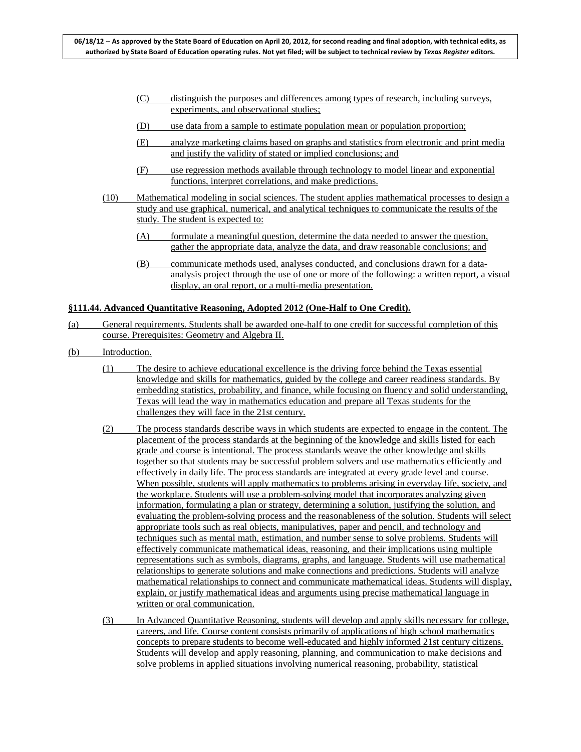(C) distinguish the purposes and differences among types of research, including surveys, experiments, and observational studies;

(D) use data from a sample to estimate population mean or population proportion;

(E) analyze marketing claims based on graphs and statistics from electronic and print media and justify the validity of stated or implied conclusions; and

(F) use regression methods available through technology to model linear and exponential functions, interpret correlations, and make predictions.

(10) Mathematical modeling in social sciences. The student applies mathematical processes to design a study and use graphical, numerical, and analytical techniques to communicate the results of the study. The student is expected to:

(A) formulate a meaningful question, determine the data needed to answer the question, gather the appropriate data, analyze the data, and draw reasonable conclusions; and

(B) communicate methods used, analyses conducted, and conclusions drawn for a data-analysis project through the use of one or more of the following: a written report, a visual display, an oral report, or a multi-media presentation.

**§111.44. Advanced Quantitative Reasoning, Adopted 2012 (One-Half to One Credit).**

(a) General requirements. Students shall be awarded one-half to one credit for successful completion of this course. Prerequisites: Geometry and Algebra II.

(b) Introduction.

(1) The desire to achieve educational excellence is the driving force behind the Texas essential knowledge and skills for mathematics, guided by the college and career readiness standards. By embedding statistics, probability, and finance, while focusing on fluency and solid understanding, Texas will lead the way in mathematics education and prepare all Texas students for the challenges they will face in the 21st century.

(2) The process standards describe ways in which students are expected to engage in the content. The placement of the process standards at the beginning of the knowledge and skills listed for each grade and course is intentional. The process standards weave the other knowledge and skills together so that students may be successful problem solvers and use mathematics efficiently and effectively in daily life. The process standards are integrated at every grade level and course. When possible, students will apply mathematics to problems arising in everyday life, society, and the workplace. Students will use a problem-solving model that incorporates analyzing given information, formulating a plan or strategy, determining a solution, justifying the solution, and evaluating the problem-solving process and the reasonableness of the solution. Students will select appropriate tools such as real objects, manipulatives, paper and pencil, and technology and techniques such as mental math, estimation, and number sense to solve problems. Students will effectively communicate mathematical ideas, reasoning, and their implications using multiple representations such as symbols, diagrams, graphs, and language. Students will use mathematical relationships to generate solutions and make connections and predictions. Students will analyze mathematical relationships to connect and communicate mathematical ideas. Students will display, explain, or justify mathematical ideas and arguments using precise mathematical language in written or oral communication.

(3) In Advanced Quantitative Reasoning, students will develop and apply skills necessary for college, careers, and life. Course content consists primarily of applications of high school mathematics concepts to prepare students to become well-educated and highly informed 21st century citizens. Students will develop and apply reasoning, planning, and communication to make decisions and solve problems in applied situations involving numerical reasoning, probability, statistical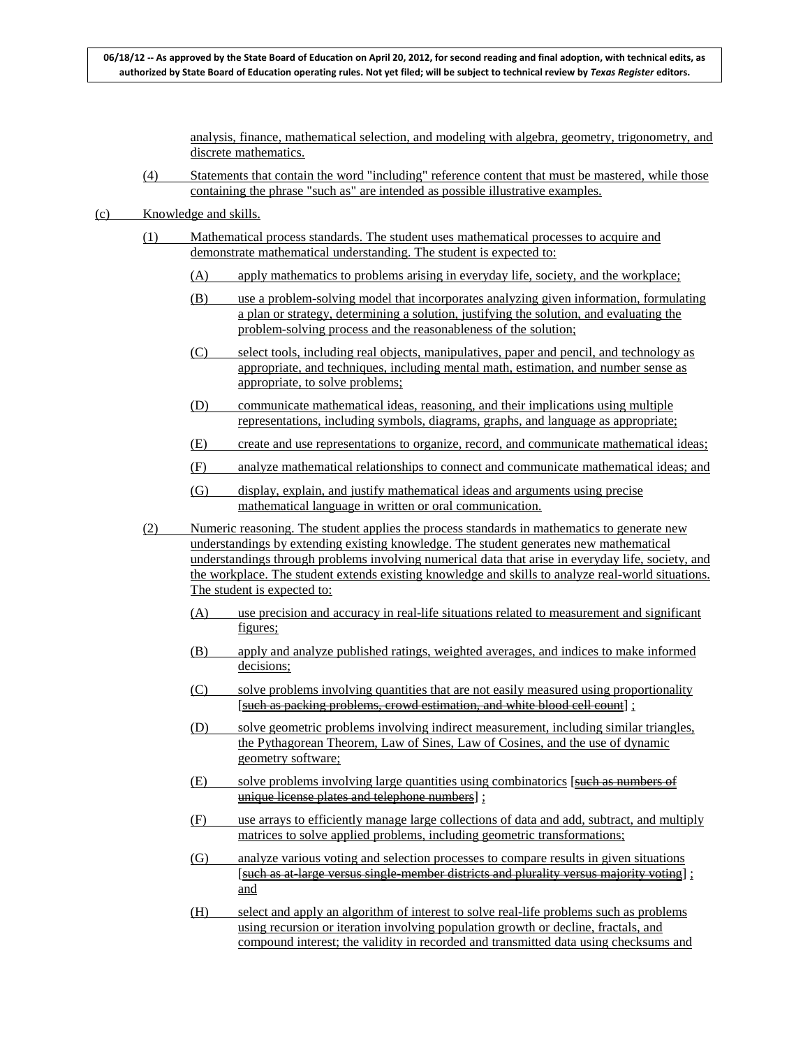analysis, finance, mathematical selection, and modeling with algebra, geometry, trigonometry, and discrete mathematics.

(4) Statements that contain the word "including" reference content that must be mastered, while those containing the phrase "such as" are intended as possible illustrative examples.

(c) Knowledge and skills.

(1) Mathematical process standards. The student uses mathematical processes to acquire and demonstrate mathematical understanding. The student is expected to:

(A) apply mathematics to problems arising in everyday life, society, and the workplace;

(B) use a problem-solving model that incorporates analyzing given information, formulating a plan or strategy, determining a solution, justifying the solution, and evaluating the problem-solving process and the reasonableness of the solution;

(C) select tools, including real objects, manipulatives, paper and pencil, and technology as appropriate, and techniques, including mental math, estimation, and number sense as appropriate, to solve problems;

(D) communicate mathematical ideas, reasoning, and their implications using multiple representations, including symbols, diagrams, graphs, and language as appropriate;

(E) create and use representations to organize, record, and communicate mathematical ideas;

(F) analyze mathematical relationships to connect and communicate mathematical ideas; and

(G) display, explain, and justify mathematical ideas and arguments using precise mathematical language in written or oral communication.

(2) Numeric reasoning. The student applies the process standards in mathematics to generate new understandings by extending existing knowledge. The student generates new mathematical understandings through problems involving numerical data that arise in everyday life, society, and the workplace. The student extends existing knowledge and skills to analyze real-world situations. The student is expected to:

(A) use precision and accuracy in real-life situations related to measurement and significant figures;

(B) apply and analyze published ratings, weighted averages, and indices to make informed decisions;

(C) solve problems involving quantities that are not easily measured using proportionality [~~such as packing problems, crowd estimation, and white blood cell count~~] ;

(D) solve geometric problems involving indirect measurement, including similar triangles, the Pythagorean Theorem, Law of Sines, Law of Cosines, and the use of dynamic geometry software;

(E) solve problems involving large quantities using combinatorics [~~such as numbers of unique license plates and telephone numbers~~] ;

(F) use arrays to efficiently manage large collections of data and add, subtract, and multiply matrices to solve applied problems, including geometric transformations;

(G) analyze various voting and selection processes to compare results in given situations [~~such as at-large versus single-member districts and plurality versus majority voting~~] ; and

(H) select and apply an algorithm of interest to solve real-life problems such as problems using recursion or iteration involving population growth or decline, fractals, and compound interest; the validity in recorded and transmitted data using checksums and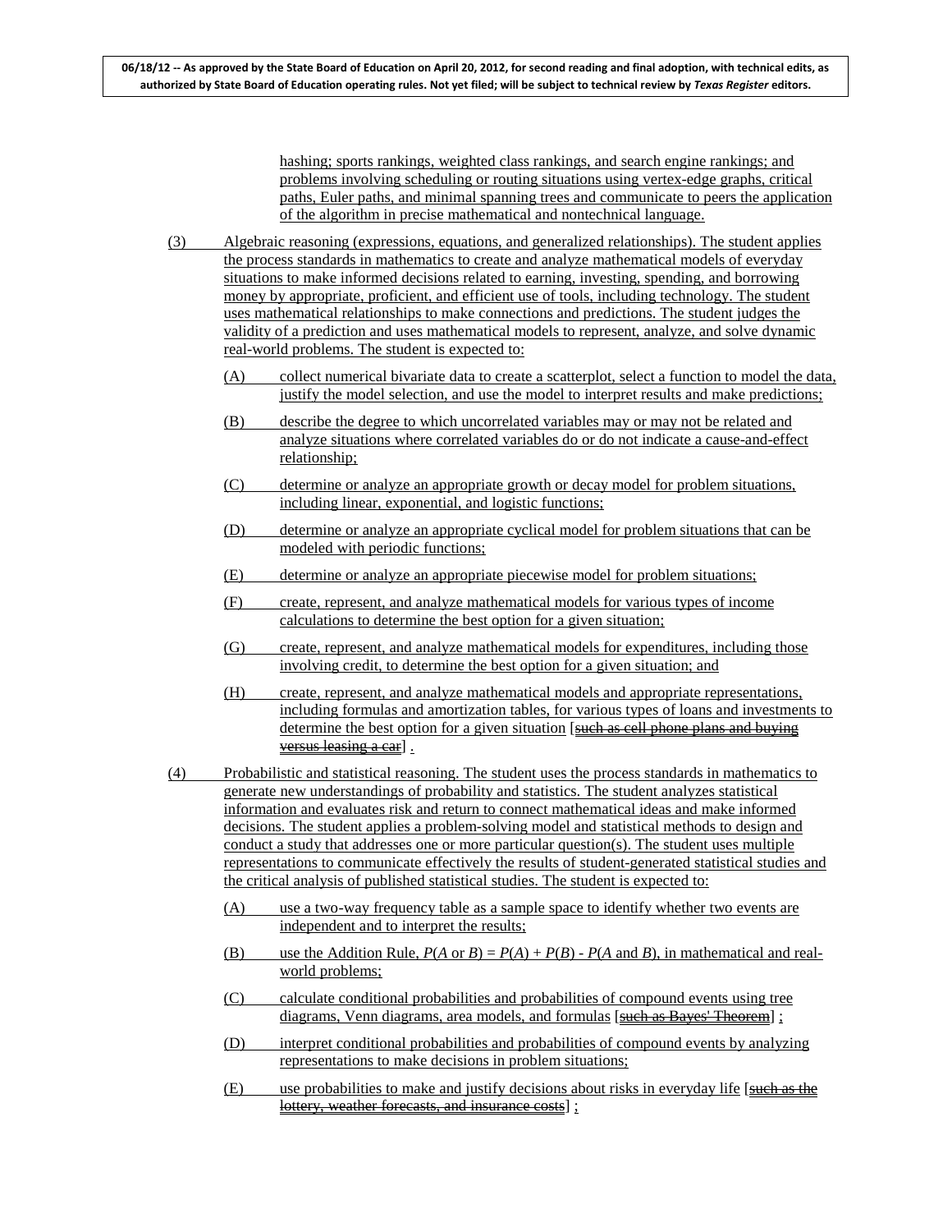hashing; sports rankings, weighted class rankings, and search engine rankings; and problems involving scheduling or routing situations using vertex-edge graphs, critical paths, Euler paths, and minimal spanning trees and communicate to peers the application of the algorithm in precise mathematical and nontechnical language.

(3) Algebraic reasoning (expressions, equations, and generalized relationships). The student applies the process standards in mathematics to create and analyze mathematical models of everyday situations to make informed decisions related to earning, investing, spending, and borrowing money by appropriate, proficient, and efficient use of tools, including technology. The student uses mathematical relationships to make connections and predictions. The student judges the validity of a prediction and uses mathematical models to represent, analyze, and solve dynamic real-world problems. The student is expected to:

- (A) collect numerical bivariate data to create a scatterplot, select a function to model the data, justify the model selection, and use the model to interpret results and make predictions;
- (B) describe the degree to which uncorrelated variables may or may not be related and analyze situations where correlated variables do or do not indicate a cause-and-effect relationship;
- (C) determine or analyze an appropriate growth or decay model for problem situations, including linear, exponential, and logistic functions;
- (D) determine or analyze an appropriate cyclical model for problem situations that can be modeled with periodic functions;
- (E) determine or analyze an appropriate piecewise model for problem situations;
- (F) create, represent, and analyze mathematical models for various types of income calculations to determine the best option for a given situation;
- (G) create, represent, and analyze mathematical models for expenditures, including those involving credit, to determine the best option for a given situation; and
- (H) create, represent, and analyze mathematical models and appropriate representations, including formulas and amortization tables, for various types of loans and investments to determine the best option for a given situation [~~such as cell phone plans and buying versus leasing a car~~] .

(4) Probabilistic and statistical reasoning. The student uses the process standards in mathematics to generate new understandings of probability and statistics. The student analyzes statistical information and evaluates risk and return to connect mathematical ideas and make informed decisions. The student applies a problem-solving model and statistical methods to design and conduct a study that addresses one or more particular question(s). The student uses multiple representations to communicate effectively the results of student-generated statistical studies and the critical analysis of published statistical studies. The student is expected to:

- (A) use a two-way frequency table as a sample space to identify whether two events are independent and to interpret the results;
- (B) use the Addition Rule, $P(A \text{ or } B) = P(A) + P(B) - P(A \text{ and } B)$, in mathematical and real-world problems;
- (C) calculate conditional probabilities and probabilities of compound events using tree diagrams, Venn diagrams, area models, and formulas [~~such as Bayes' Theorem~~] ;
- (D) interpret conditional probabilities and probabilities of compound events by analyzing representations to make decisions in problem situations;
- (E) use probabilities to make and justify decisions about risks in everyday life [~~such as the lottery, weather forecasts, and insurance costs~~] ;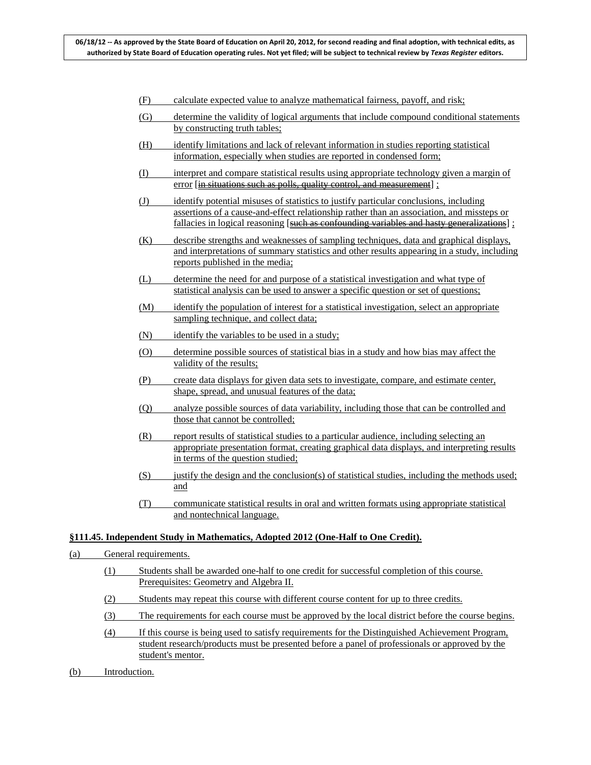(F) calculate expected value to analyze mathematical fairness, payoff, and risk;

(G) determine the validity of logical arguments that include compound conditional statements by constructing truth tables;

(H) identify limitations and lack of relevant information in studies reporting statistical information, especially when studies are reported in condensed form;

(I) interpret and compare statistical results using appropriate technology given a margin of error [~~in situations such as polls, quality control, and measurement~~] ;

(J) identify potential misuses of statistics to justify particular conclusions, including assertions of a cause-and-effect relationship rather than an association, and missteps or fallacies in logical reasoning [~~such as confounding variables and hasty generalizations~~] ;

(K) describe strengths and weaknesses of sampling techniques, data and graphical displays, and interpretations of summary statistics and other results appearing in a study, including reports published in the media;

(L) determine the need for and purpose of a statistical investigation and what type of statistical analysis can be used to answer a specific question or set of questions;

(M) identify the population of interest for a statistical investigation, select an appropriate sampling technique, and collect data;

(N) identify the variables to be used in a study;

(O) determine possible sources of statistical bias in a study and how bias may affect the validity of the results;

(P) create data displays for given data sets to investigate, compare, and estimate center, shape, spread, and unusual features of the data;

(Q) analyze possible sources of data variability, including those that can be controlled and those that cannot be controlled;

(R) report results of statistical studies to a particular audience, including selecting an appropriate presentation format, creating graphical data displays, and interpreting results in terms of the question studied;

(S) justify the design and the conclusion(s) of statistical studies, including the methods used; and

(T) communicate statistical results in oral and written formats using appropriate statistical and nontechnical language.

**§111.45. Independent Study in Mathematics, Adopted 2012 (One-Half to One Credit).**

(a) General requirements.

(1) Students shall be awarded one-half to one credit for successful completion of this course. Prerequisites: Geometry and Algebra II.

(2) Students may repeat this course with different course content for up to three credits.

(3) The requirements for each course must be approved by the local district before the course begins.

(4) If this course is being used to satisfy requirements for the Distinguished Achievement Program, student research/products must be presented before a panel of professionals or approved by the student's mentor.

(b) Introduction.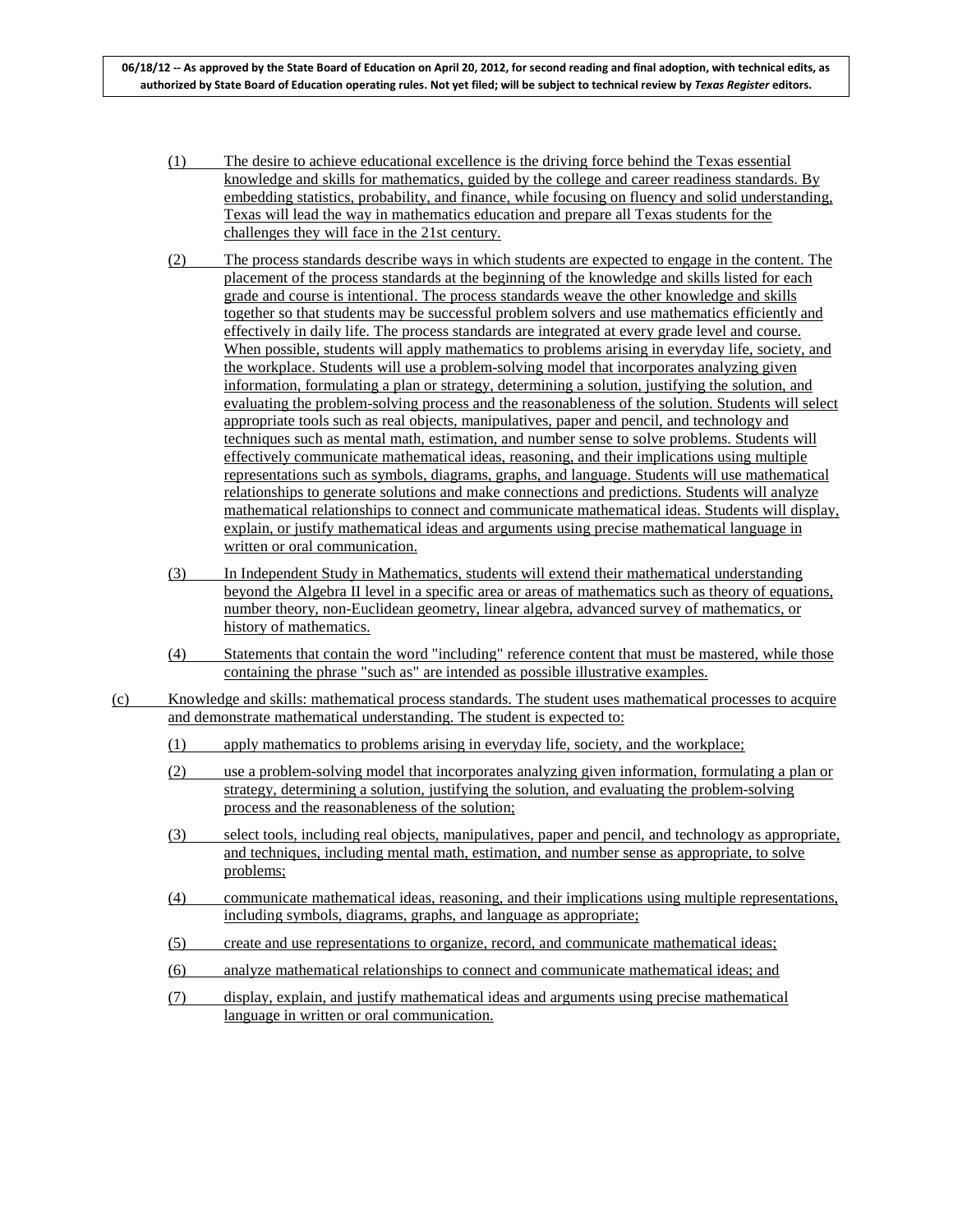(1) The desire to achieve educational excellence is the driving force behind the Texas essential knowledge and skills for mathematics, guided by the college and career readiness standards. By embedding statistics, probability, and finance, while focusing on fluency and solid understanding, Texas will lead the way in mathematics education and prepare all Texas students for the challenges they will face in the 21st century.

(2) The process standards describe ways in which students are expected to engage in the content. The placement of the process standards at the beginning of the knowledge and skills listed for each grade and course is intentional. The process standards weave the other knowledge and skills together so that students may be successful problem solvers and use mathematics efficiently and effectively in daily life. The process standards are integrated at every grade level and course. When possible, students will apply mathematics to problems arising in everyday life, society, and the workplace. Students will use a problem-solving model that incorporates analyzing given information, formulating a plan or strategy, determining a solution, justifying the solution, and evaluating the problem-solving process and the reasonableness of the solution. Students will select appropriate tools such as real objects, manipulatives, paper and pencil, and technology and techniques such as mental math, estimation, and number sense to solve problems. Students will effectively communicate mathematical ideas, reasoning, and their implications using multiple representations such as symbols, diagrams, graphs, and language. Students will use mathematical relationships to generate solutions and make connections and predictions. Students will analyze mathematical relationships to connect and communicate mathematical ideas. Students will display, explain, or justify mathematical ideas and arguments using precise mathematical language in written or oral communication.

(3) In Independent Study in Mathematics, students will extend their mathematical understanding beyond the Algebra II level in a specific area or areas of mathematics such as theory of equations, number theory, non-Euclidean geometry, linear algebra, advanced survey of mathematics, or history of mathematics.

(4) Statements that contain the word "including" reference content that must be mastered, while those containing the phrase "such as" are intended as possible illustrative examples.

(c) Knowledge and skills: mathematical process standards. The student uses mathematical processes to acquire and demonstrate mathematical understanding. The student is expected to:

(1) apply mathematics to problems arising in everyday life, society, and the workplace;

(2) use a problem-solving model that incorporates analyzing given information, formulating a plan or strategy, determining a solution, justifying the solution, and evaluating the problem-solving process and the reasonableness of the solution;

(3) select tools, including real objects, manipulatives, paper and pencil, and technology as appropriate, and techniques, including mental math, estimation, and number sense as appropriate, to solve problems;

(4) communicate mathematical ideas, reasoning, and their implications using multiple representations, including symbols, diagrams, graphs, and language as appropriate;

(5) create and use representations to organize, record, and communicate mathematical ideas;

(6) analyze mathematical relationships to connect and communicate mathematical ideas; and

(7) display, explain, and justify mathematical ideas and arguments using precise mathematical language in written or oral communication.